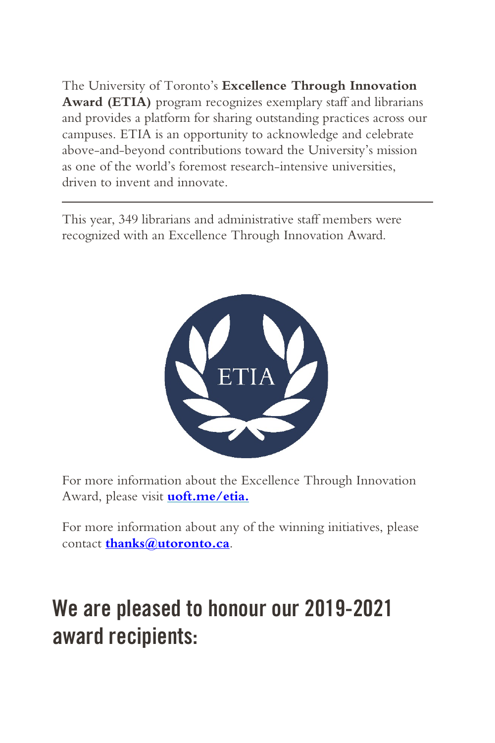The University of Toronto's **Excellence Through Innovation Award (ETIA)** program recognizes exemplary staff and librarians and provides a platform for sharing outstanding practices across our campuses. ETIA is an opportunity to acknowledge and celebrate above-and-beyond contributions toward the University's mission as one of the world's foremost research-intensive universities, driven to invent and innovate.

---

This year, 349 librarians and administrative staff members were recognized with an Excellence Through Innovation Award.

For more information about the Excellence Through Innovation Award, please visit **uoft.me/etia.**

For more information about any of the winning initiatives, please contact **thanks@utoronto.ca**.

# We are pleased to honour our 2019-2021 award recipients: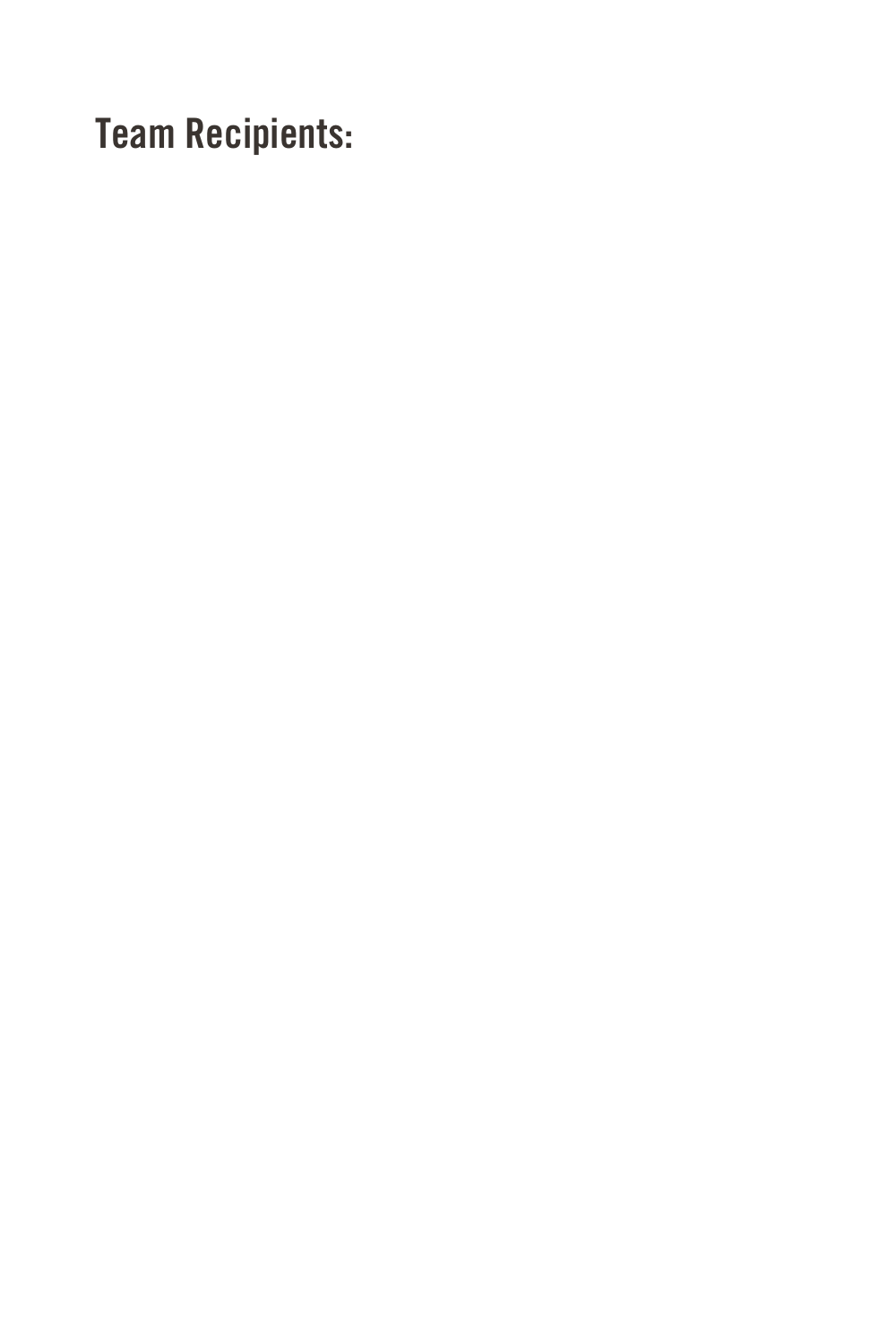## Team Recipients: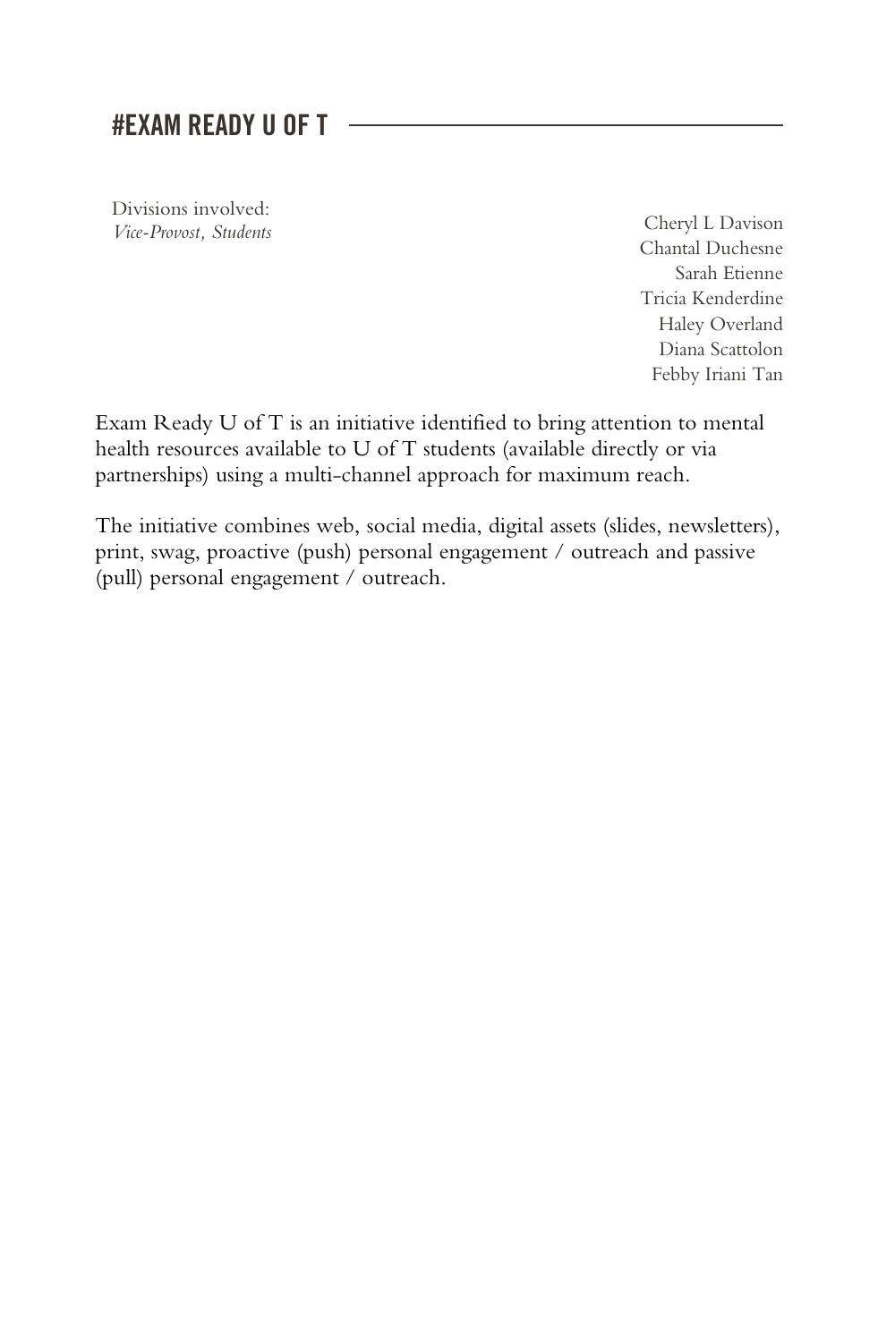## #EXAM READY U OF T

Divisions involved:
*Vice-Provost, Students*

Cheryl L Davison
Chantal Duchesne
Sarah Etienne
Tricia Kenderdine
Haley Overland
Diana Scattolon
Febby Iriani Tan

Exam Ready U of T is an initiative identified to bring attention to mental health resources available to U of T students (available directly or via partnerships) using a multi-channel approach for maximum reach.

The initiative combines web, social media, digital assets (slides, newsletters), print, swag, proactive (push) personal engagement / outreach and passive (pull) personal engagement / outreach.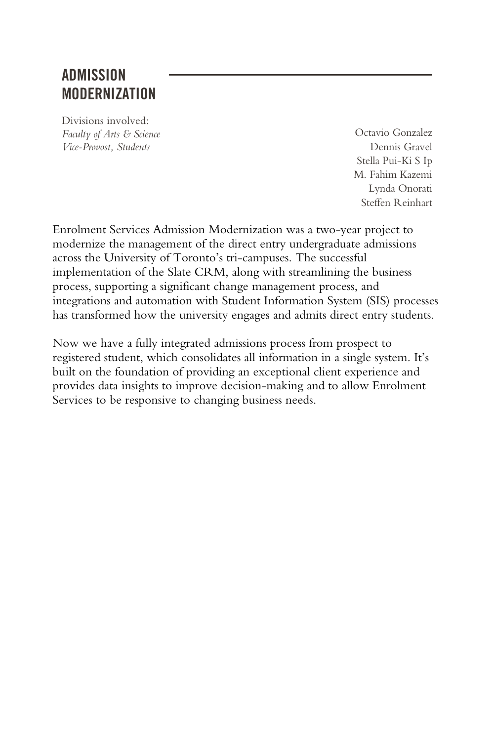## ADMISSION MODERNIZATION

Divisions involved:
*Faculty of Arts & Science*
*Vice-Provost, Students*

Octavio Gonzalez
Dennis Gravel
Stella Pui-Ki S Ip
M. Fahim Kazemi
Lynda Onorati
Steffen Reinhart

Enrolment Services Admission Modernization was a two-year project to modernize the management of the direct entry undergraduate admissions across the University of Toronto's tri-campuses. The successful implementation of the Slate CRM, along with streamlining the business process, supporting a significant change management process, and integrations and automation with Student Information System (SIS) processes has transformed how the university engages and admits direct entry students.

Now we have a fully integrated admissions process from prospect to registered student, which consolidates all information in a single system. It's built on the foundation of providing an exceptional client experience and provides data insights to improve decision-making and to allow Enrolment Services to be responsive to changing business needs.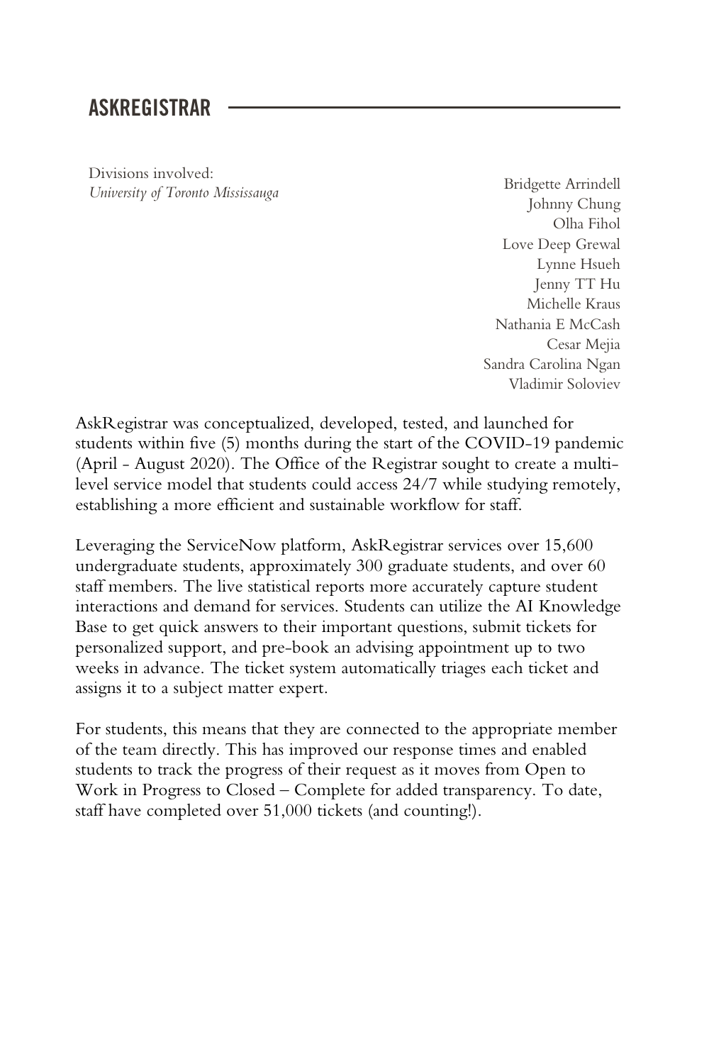## ASKREGISTRAR

Divisions involved:
*University of Toronto Mississauga*

Bridgette Arrindell
Johnny Chung
Olha Fihol
Love Deep Grewal
Lynne Hsueh
Jenny TT Hu
Michelle Kraus
Nathania E McCash
Cesar Mejia
Sandra Carolina Ngan
Vladimir Soloviev

AskRegistrar was conceptualized, developed, tested, and launched for students within five (5) months during the start of the COVID-19 pandemic (April - August 2020). The Office of the Registrar sought to create a multi-level service model that students could access 24/7 while studying remotely, establishing a more efficient and sustainable workflow for staff.

Leveraging the ServiceNow platform, AskRegistrar services over 15,600 undergraduate students, approximately 300 graduate students, and over 60 staff members. The live statistical reports more accurately capture student interactions and demand for services. Students can utilize the AI Knowledge Base to get quick answers to their important questions, submit tickets for personalized support, and pre-book an advising appointment up to two weeks in advance. The ticket system automatically triages each ticket and assigns it to a subject matter expert.

For students, this means that they are connected to the appropriate member of the team directly. This has improved our response times and enabled students to track the progress of their request as it moves from Open to Work in Progress to Closed – Complete for added transparency. To date, staff have completed over 51,000 tickets (and counting!).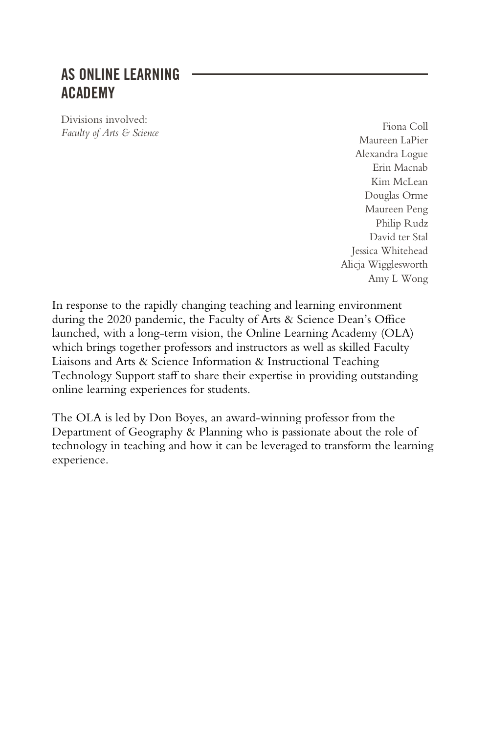## AS ONLINE LEARNING ACADEMY

Divisions involved:
*Faculty of Arts & Science*

Fiona Coll
Maureen LaPier
Alexandra Logue
Erin Macnab
Kim McLean
Douglas Orme
Maureen Peng
Philip Rudz
David ter Stal
Jessica Whitehead
Alicja Wigglesworth
Amy L Wong

In response to the rapidly changing teaching and learning environment during the 2020 pandemic, the Faculty of Arts & Science Dean's Office launched, with a long-term vision, the Online Learning Academy (OLA) which brings together professors and instructors as well as skilled Faculty Liaisons and Arts & Science Information & Instructional Teaching Technology Support staff to share their expertise in providing outstanding online learning experiences for students.

The OLA is led by Don Boyes, an award-winning professor from the Department of Geography & Planning who is passionate about the role of technology in teaching and how it can be leveraged to transform the learning experience.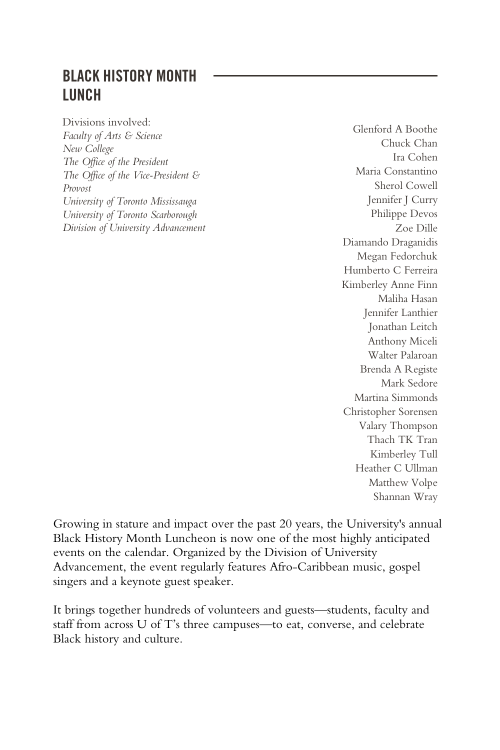## BLACK HISTORY MONTH LUNCH

Divisions involved:
*Faculty of Arts & Science*
*New College*
*The Office of the President*
*The Office of the Vice-President & Provost*
*University of Toronto Mississauga*
*University of Toronto Scarborough*
*Division of University Advancement*

Glenford A Boothe
Chuck Chan
Ira Cohen
Maria Constantino
Sherol Cowell
Jennifer J Curry
Philippe Devos
Zoe Dille
Diamando Draganidis
Megan Fedorchuk
Humberto C Ferreira
Kimberley Anne Finn
Maliha Hasan
Jennifer Lanthier
Jonathan Leitch
Anthony Miceli
Walter Palaroan
Brenda A Registe
Mark Sedore
Martina Simmonds
Christopher Sorensen
Valary Thompson
Thach TK Tran
Kimberley Tull
Heather C Ullman
Matthew Volpe
Shannan Wray

Growing in stature and impact over the past 20 years, the University's annual Black History Month Luncheon is now one of the most highly anticipated events on the calendar. Organized by the Division of University Advancement, the event regularly features Afro-Caribbean music, gospel singers and a keynote guest speaker.

It brings together hundreds of volunteers and guests—students, faculty and staff from across U of T's three campuses—to eat, converse, and celebrate Black history and culture.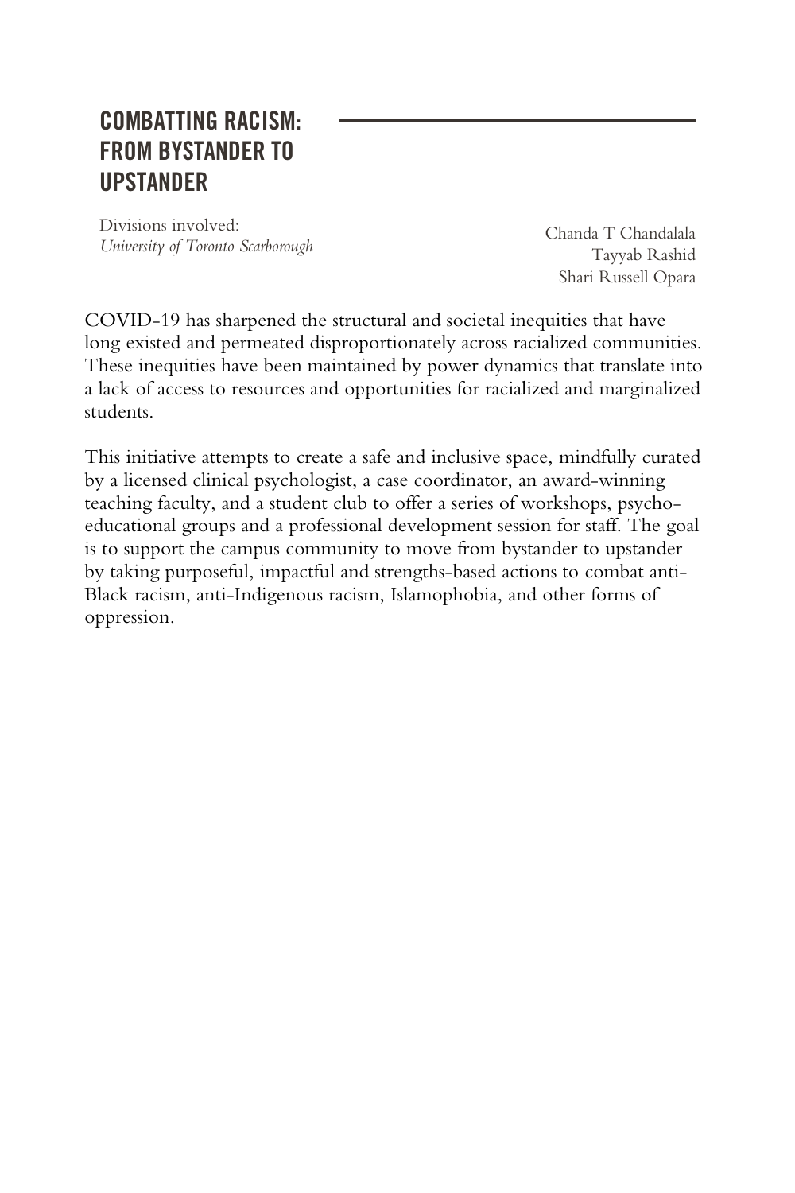## COMBATTING RACISM: FROM BYSTANDER TO UPSTANDER

Divisions involved:
*University of Toronto Scarborough*

Chanda T Chandalala
Tayyab Rashid
Shari Russell Opara

COVID-19 has sharpened the structural and societal inequities that have long existed and permeated disproportionately across racialized communities. These inequities have been maintained by power dynamics that translate into a lack of access to resources and opportunities for racialized and marginalized students.

This initiative attempts to create a safe and inclusive space, mindfully curated by a licensed clinical psychologist, a case coordinator, an award-winning teaching faculty, and a student club to offer a series of workshops, psycho-educational groups and a professional development session for staff. The goal is to support the campus community to move from bystander to upstander by taking purposeful, impactful and strengths-based actions to combat anti-Black racism, anti-Indigenous racism, Islamophobia, and other forms of oppression.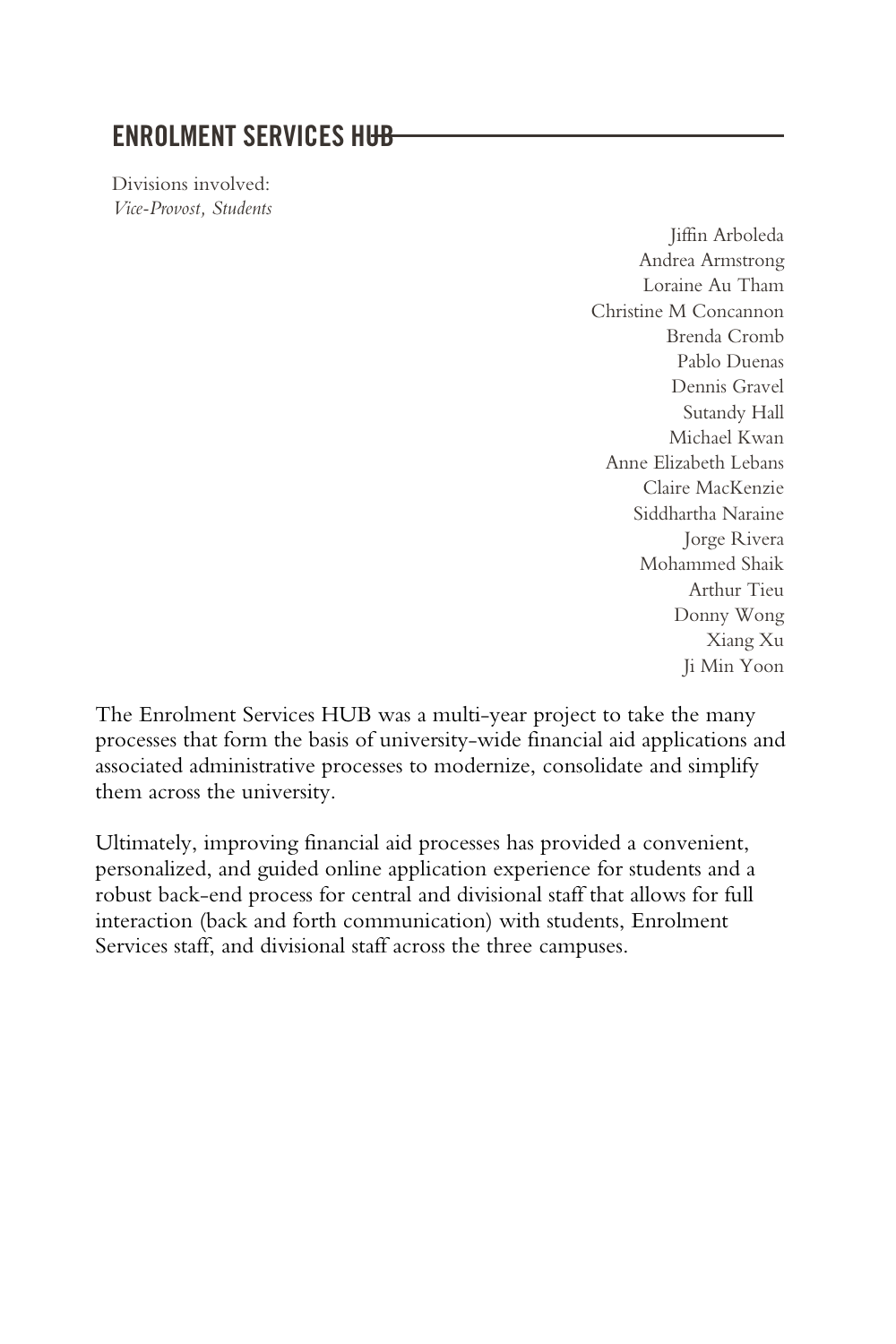## ENROLMENT SERVICES HUB

Divisions involved:
*Vice-Provost, Students*

Jiffin Arboleda
Andrea Armstrong
Loraine Au Tham
Christine M Concannon
Brenda Cromb
Pablo Duenas
Dennis Gravel
Sutandy Hall
Michael Kwan
Anne Elizabeth Lebans
Claire MacKenzie
Siddhartha Naraine
Jorge Rivera
Mohammed Shaik
Arthur Tieu
Donny Wong
Xiang Xu
Ji Min Yoon

The Enrolment Services HUB was a multi-year project to take the many processes that form the basis of university-wide financial aid applications and associated administrative processes to modernize, consolidate and simplify them across the university.

Ultimately, improving financial aid processes has provided a convenient, personalized, and guided online application experience for students and a robust back-end process for central and divisional staff that allows for full interaction (back and forth communication) with students, Enrolment Services staff, and divisional staff across the three campuses.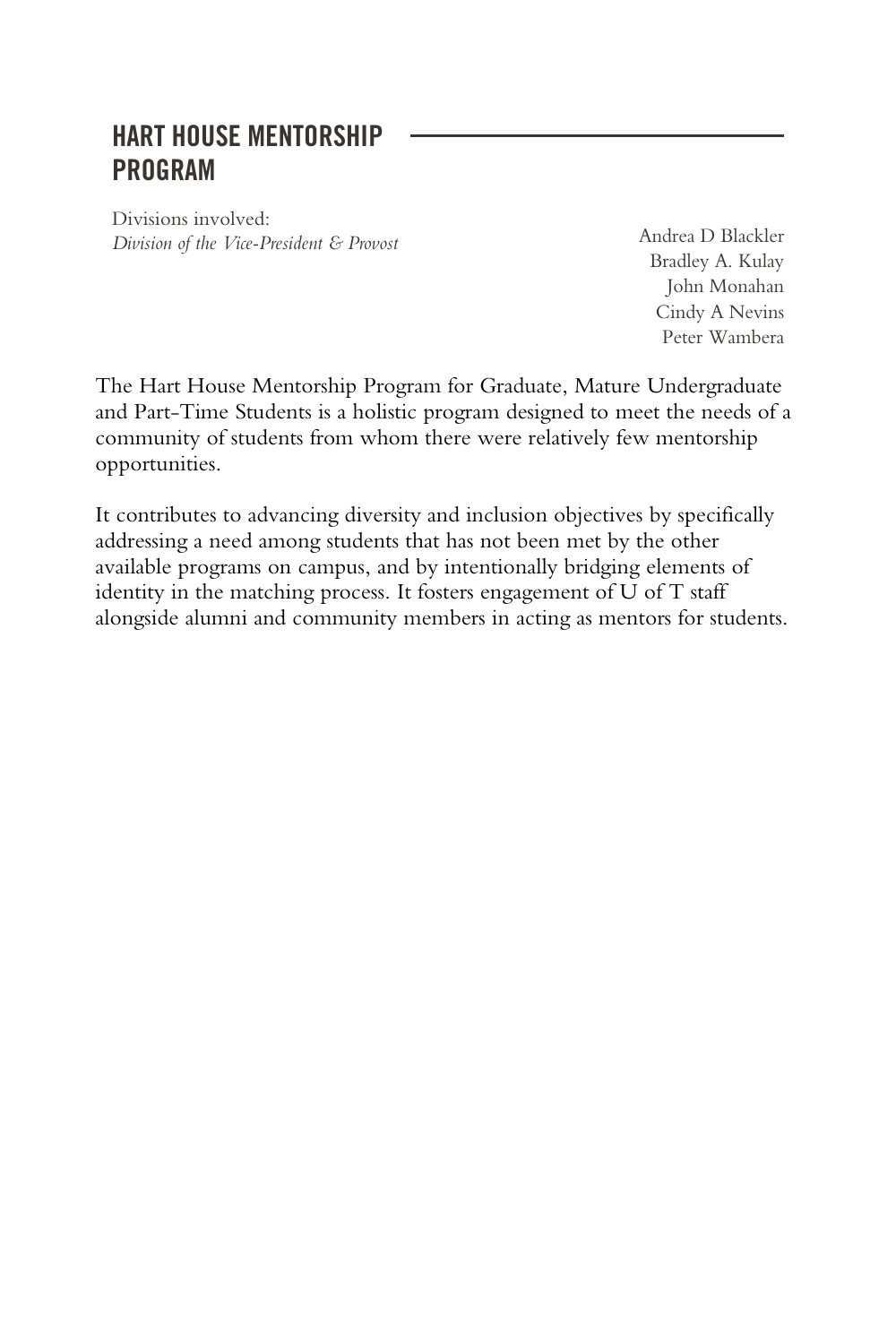## HART HOUSE MENTORSHIP PROGRAM

Divisions involved:
*Division of the Vice-President & Provost*

Andrea D Blackler
Bradley A. Kulay
John Monahan
Cindy A Nevins
Peter Wambera

The Hart House Mentorship Program for Graduate, Mature Undergraduate and Part-Time Students is a holistic program designed to meet the needs of a community of students from whom there were relatively few mentorship opportunities.

It contributes to advancing diversity and inclusion objectives by specifically addressing a need among students that has not been met by the other available programs on campus, and by intentionally bridging elements of identity in the matching process. It fosters engagement of U of T staff alongside alumni and community members in acting as mentors for students.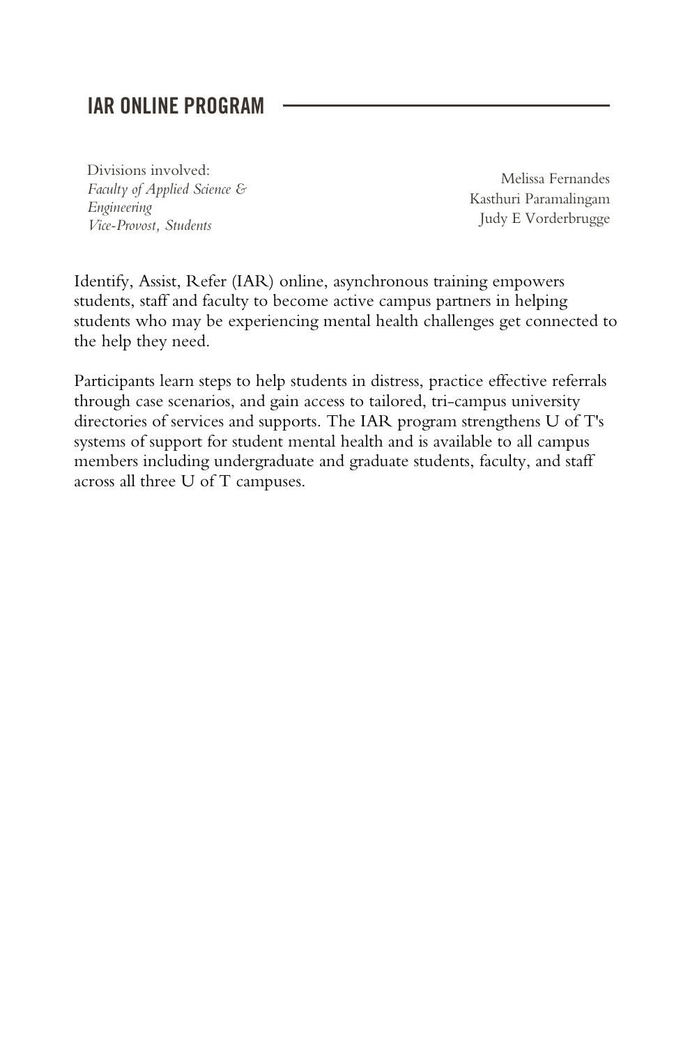## IAR ONLINE PROGRAM

Divisions involved:
*Faculty of Applied Science & Engineering*
*Vice-Provost, Students*

Melissa Fernandes
Kasthuri Paramalingam
Judy E Vorderbrugge

Identify, Assist, Refer (IAR) online, asynchronous training empowers students, staff and faculty to become active campus partners in helping students who may be experiencing mental health challenges get connected to the help they need.

Participants learn steps to help students in distress, practice effective referrals through case scenarios, and gain access to tailored, tri-campus university directories of services and supports. The IAR program strengthens U of T's systems of support for student mental health and is available to all campus members including undergraduate and graduate students, faculty, and staff across all three U of T campuses.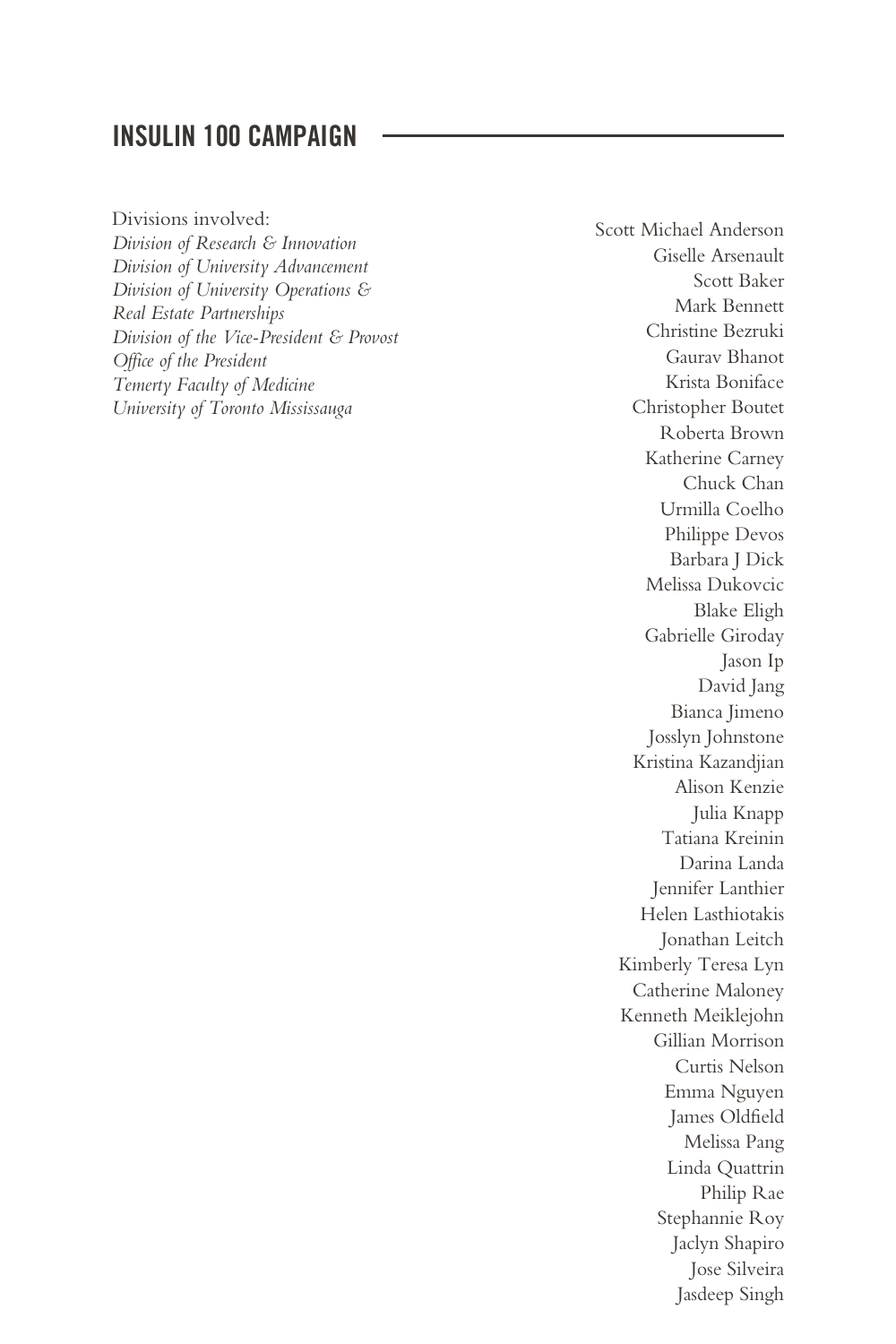## INSULIN 100 CAMPAIGN

Divisions involved:
*Division of Research & Innovation*
*Division of University Advancement*
*Division of University Operations & Real Estate Partnerships*
*Division of the Vice-President & Provost*
*Office of the President*
*Temerty Faculty of Medicine*
*University of Toronto Mississauga*

Scott Michael Anderson
Giselle Arsenault
Scott Baker
Mark Bennett
Christine Bezruki
Gaurav Bhanot
Krista Boniface
Christopher Boutet
Roberta Brown
Katherine Carney
Chuck Chan
Urmilla Coelho
Philippe Devos
Barbara J Dick
Melissa Dukovcic
Blake Eligh
Gabrielle Giroday
Jason Ip
David Jang
Bianca Jimeno
Josslyn Johnstone
Kristina Kazandjian
Alison Kenzie
Julia Knapp
Tatiana Kreinin
Darina Landa
Jennifer Lanthier
Helen Lasthiotakis
Jonathan Leitch
Kimberly Teresa Lyn
Catherine Maloney
Kenneth Meiklejohn
Gillian Morrison
Curtis Nelson
Emma Nguyen
James Oldfield
Melissa Pang
Linda Quattrin
Philip Rae
Stephannie Roy
Jaclyn Shapiro
Jose Silveira
Jasdeep Singh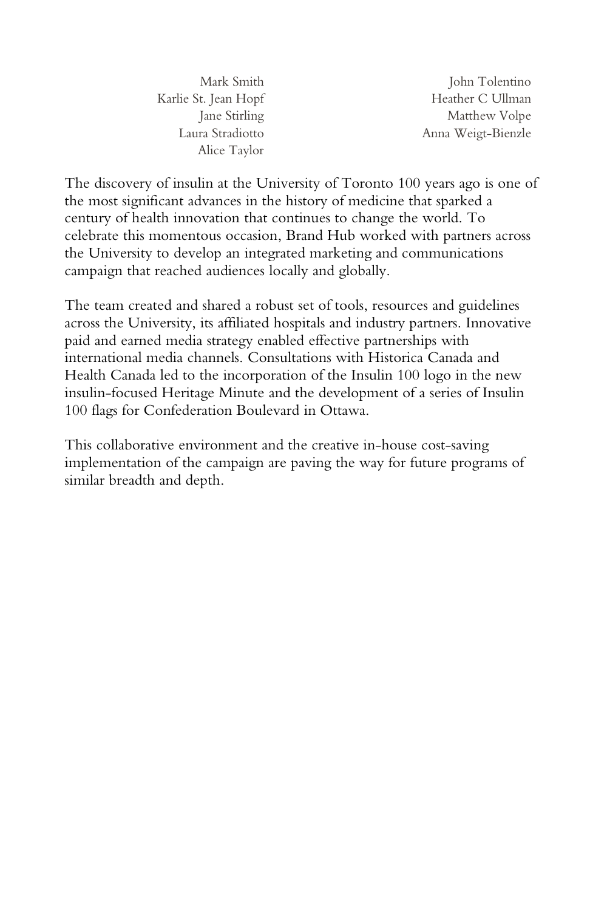Mark Smith
Karlie St. Jean Hopf
Jane Stirling
Laura Stradiotto
Alice Taylor
John Tolentino
Heather C Ullman
Matthew Volpe
Anna Weigt-Bienzle

The discovery of insulin at the University of Toronto 100 years ago is one of the most significant advances in the history of medicine that sparked a century of health innovation that continues to change the world. To celebrate this momentous occasion, Brand Hub worked with partners across the University to develop an integrated marketing and communications campaign that reached audiences locally and globally.

The team created and shared a robust set of tools, resources and guidelines across the University, its affiliated hospitals and industry partners. Innovative paid and earned media strategy enabled effective partnerships with international media channels. Consultations with Historica Canada and Health Canada led to the incorporation of the Insulin 100 logo in the new insulin-focused Heritage Minute and the development of a series of Insulin 100 flags for Confederation Boulevard in Ottawa.

This collaborative environment and the creative in-house cost-saving implementation of the campaign are paving the way for future programs of similar breadth and depth.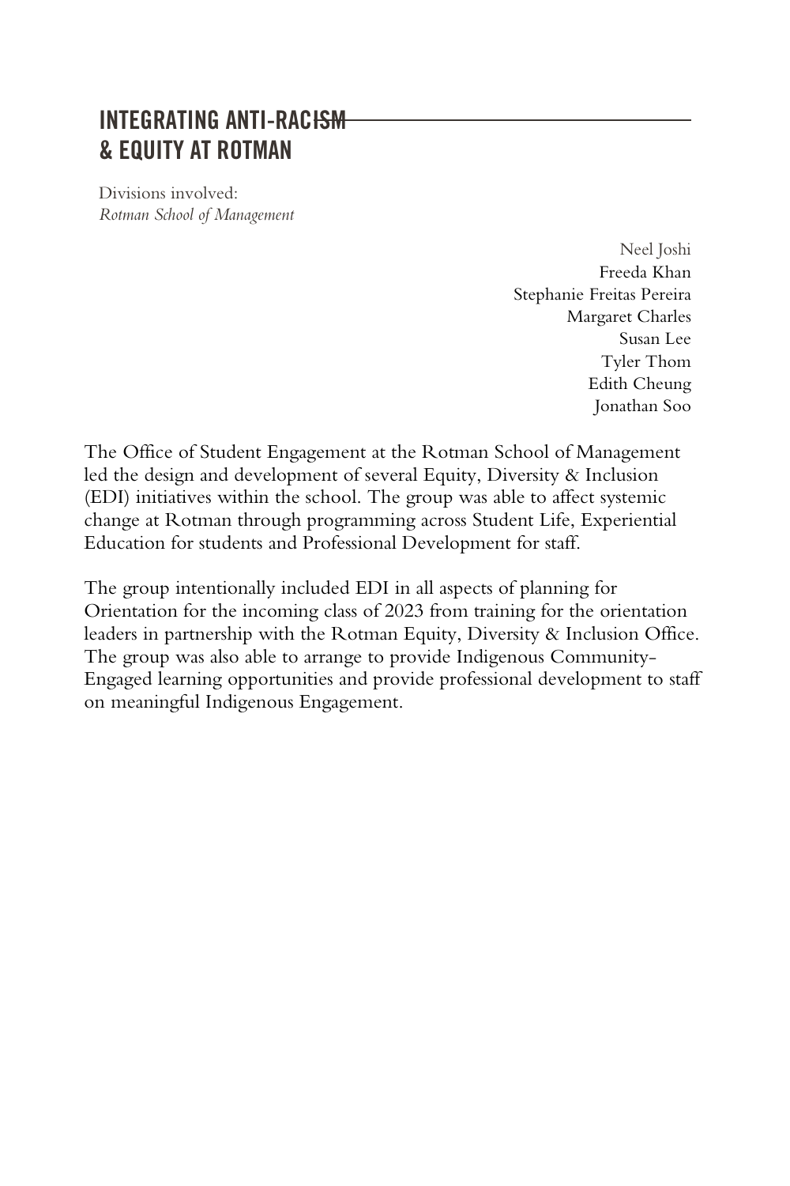## INTEGRATING ANTI-RACISM & EQUITY AT ROTMAN

Divisions involved:
*Rotman School of Management*

Neel Joshi
Freeda Khan
Stephanie Freitas Pereira
Margaret Charles
Susan Lee
Tyler Thom
Edith Cheung
Jonathan Soo

The Office of Student Engagement at the Rotman School of Management led the design and development of several Equity, Diversity & Inclusion (EDI) initiatives within the school. The group was able to affect systemic change at Rotman through programming across Student Life, Experiential Education for students and Professional Development for staff.

The group intentionally included EDI in all aspects of planning for Orientation for the incoming class of 2023 from training for the orientation leaders in partnership with the Rotman Equity, Diversity & Inclusion Office. The group was also able to arrange to provide Indigenous Community-Engaged learning opportunities and provide professional development to staff on meaningful Indigenous Engagement.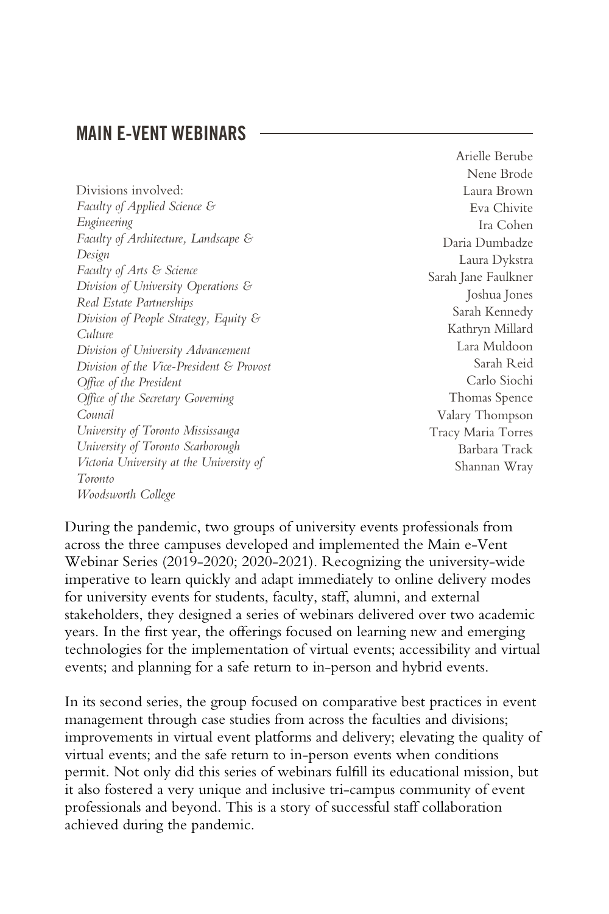## MAIN E-VENT WEBINARS

Divisions involved:
*Faculty of Applied Science & Engineering*
*Faculty of Architecture, Landscape & Design*
*Faculty of Arts & Science*
*Division of University Operations & Real Estate Partnerships*
*Division of People Strategy, Equity & Culture*
*Division of University Advancement*
*Division of the Vice-President & Provost*
*Office of the President*
*Office of the Secretary Governing Council*
*University of Toronto Mississauga*
*University of Toronto Scarborough*
*Victoria University at the University of Toronto*
*Woodsworth College*

Arielle Berube
Nene Brode
Laura Brown
Eva Chivite
Ira Cohen
Daria Dumbadze
Laura Dykstra
Sarah Jane Faulkner
Joshua Jones
Sarah Kennedy
Kathryn Millard
Lara Muldoon
Sarah Reid
Carlo Siochi
Thomas Spence
Valary Thompson
Tracy Maria Torres
Barbara Track
Shannan Wray

During the pandemic, two groups of university events professionals from across the three campuses developed and implemented the Main e-Vent Webinar Series (2019-2020; 2020-2021). Recognizing the university-wide imperative to learn quickly and adapt immediately to online delivery modes for university events for students, faculty, staff, alumni, and external stakeholders, they designed a series of webinars delivered over two academic years. In the first year, the offerings focused on learning new and emerging technologies for the implementation of virtual events; accessibility and virtual events; and planning for a safe return to in-person and hybrid events.

In its second series, the group focused on comparative best practices in event management through case studies from across the faculties and divisions; improvements in virtual event platforms and delivery; elevating the quality of virtual events; and the safe return to in-person events when conditions permit. Not only did this series of webinars fulfill its educational mission, but it also fostered a very unique and inclusive tri-campus community of event professionals and beyond. This is a story of successful staff collaboration achieved during the pandemic.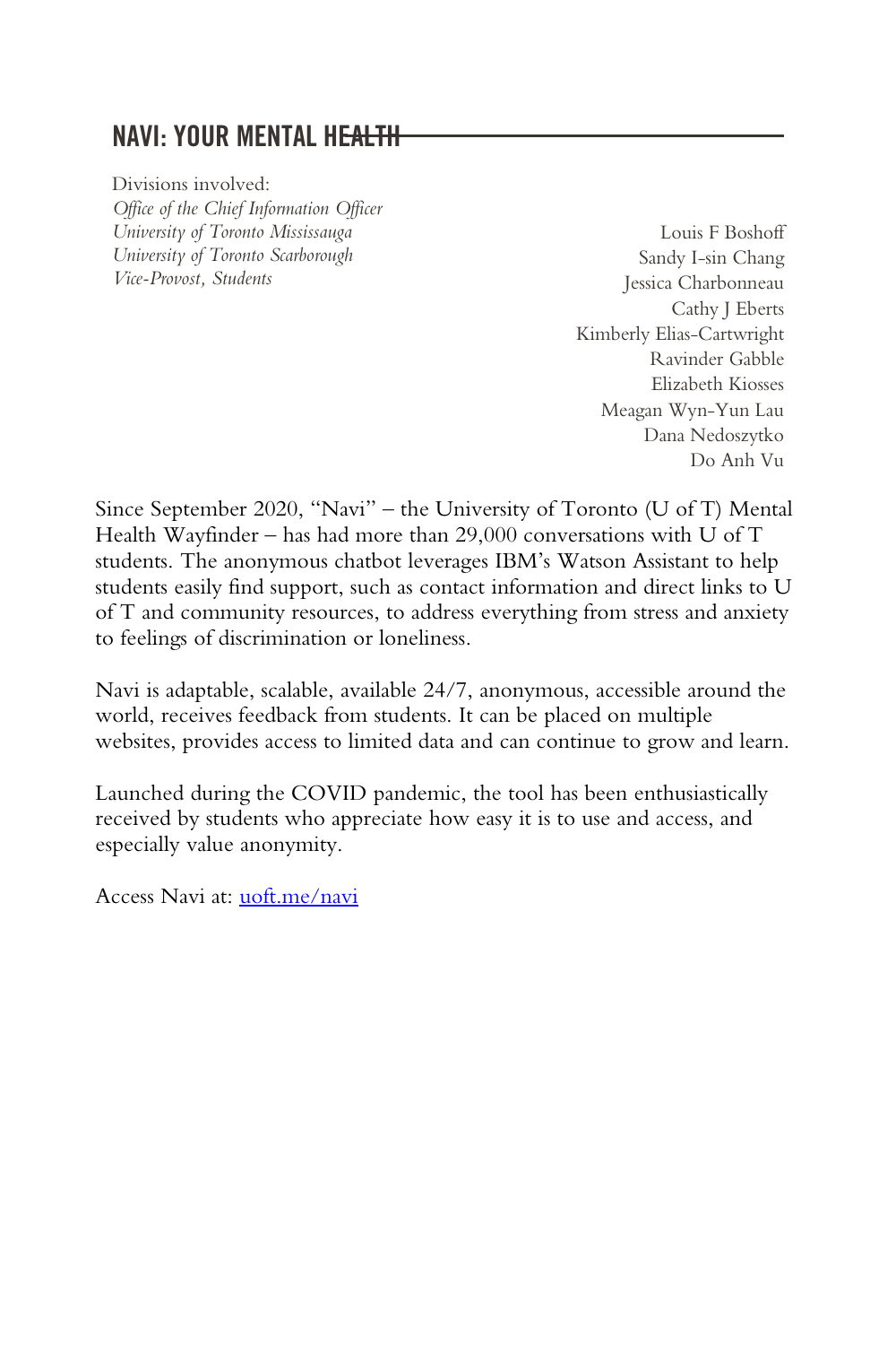## NAVI: YOUR MENTAL HEALTH

Divisions involved:
*Office of the Chief Information Officer*
*University of Toronto Mississauga*
*University of Toronto Scarborough*
*Vice-Provost, Students*

Louis F Boshoff
Sandy I-sin Chang
Jessica Charbonneau
Cathy J Eberts
Kimberly Elias-Cartwright
Ravinder Gabble
Elizabeth Kiosses
Meagan Wyn-Yun Lau
Dana Nedoszytko
Do Anh Vu

Since September 2020, "Navi" – the University of Toronto (U of T) Mental Health Wayfinder – has had more than 29,000 conversations with U of T students. The anonymous chatbot leverages IBM's Watson Assistant to help students easily find support, such as contact information and direct links to U of T and community resources, to address everything from stress and anxiety to feelings of discrimination or loneliness.

Navi is adaptable, scalable, available 24/7, anonymous, accessible around the world, receives feedback from students. It can be placed on multiple websites, provides access to limited data and can continue to grow and learn.

Launched during the COVID pandemic, the tool has been enthusiastically received by students who appreciate how easy it is to use and access, and especially value anonymity.

Access Navi at: [uoft.me/navi](uoft.me/navi)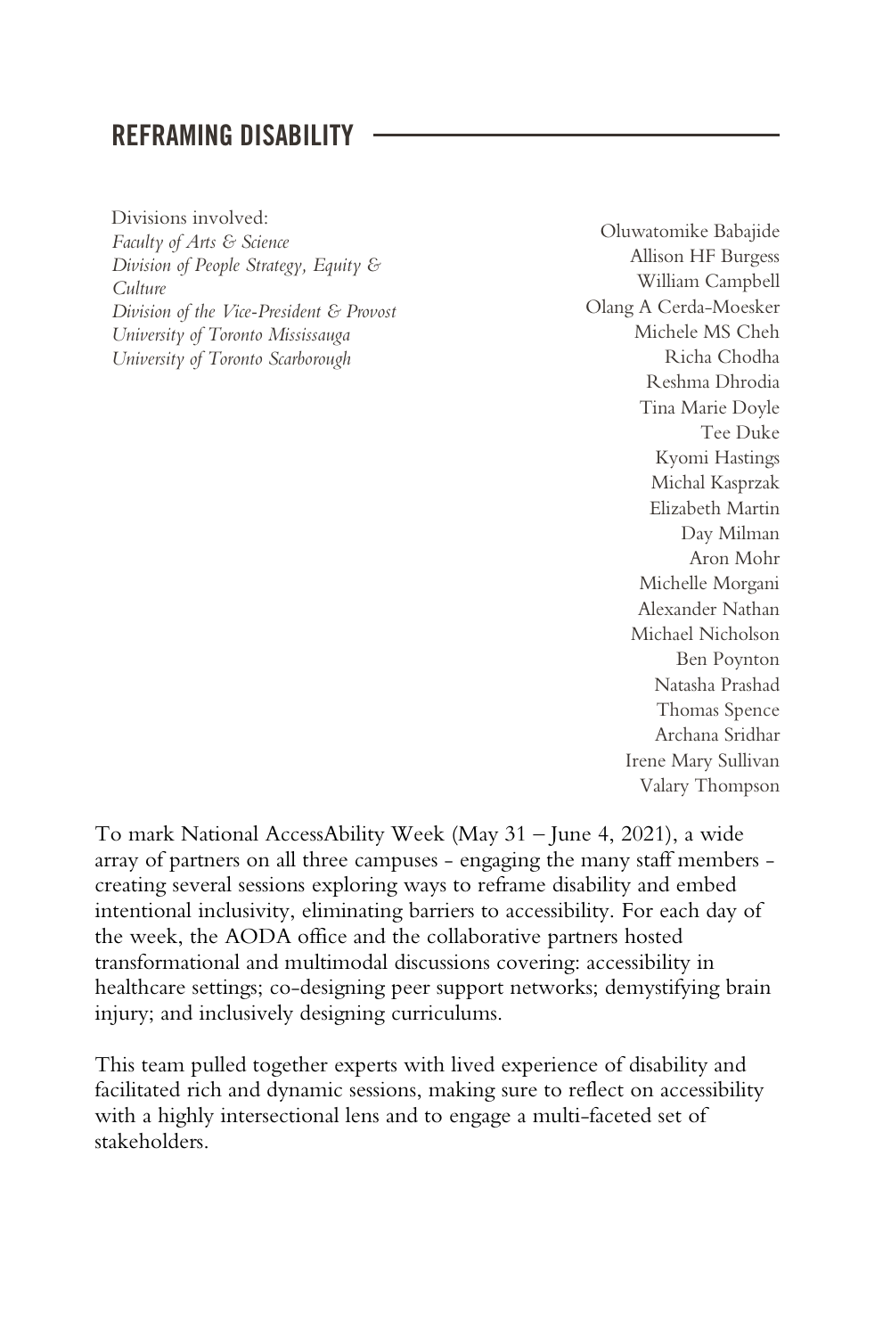## REFRAMING DISABILITY

Divisions involved:
*Faculty of Arts & Science*
*Division of People Strategy, Equity & Culture*
*Division of the Vice-President & Provost*
*University of Toronto Mississauga*
*University of Toronto Scarborough*

Oluwatomike Babajide
Allison HF Burgess
William Campbell
Olang A Cerda-Moesker
Michele MS Cheh
Richa Chodha
Reshma Dhrodia
Tina Marie Doyle
Tee Duke
Kyomi Hastings
Michal Kasprzak
Elizabeth Martin
Day Milman
Aron Mohr
Michelle Morgani
Alexander Nathan
Michael Nicholson
Ben Poynton
Natasha Prashad
Thomas Spence
Archana Sridhar
Irene Mary Sullivan
Valary Thompson

To mark National AccessAbility Week (May 31 – June 4, 2021), a wide array of partners on all three campuses - engaging the many staff members - creating several sessions exploring ways to reframe disability and embed intentional inclusivity, eliminating barriers to accessibility. For each day of the week, the AODA office and the collaborative partners hosted transformational and multimodal discussions covering: accessibility in healthcare settings; co-designing peer support networks; demystifying brain injury; and inclusively designing curriculums.

This team pulled together experts with lived experience of disability and facilitated rich and dynamic sessions, making sure to reflect on accessibility with a highly intersectional lens and to engage a multi-faceted set of stakeholders.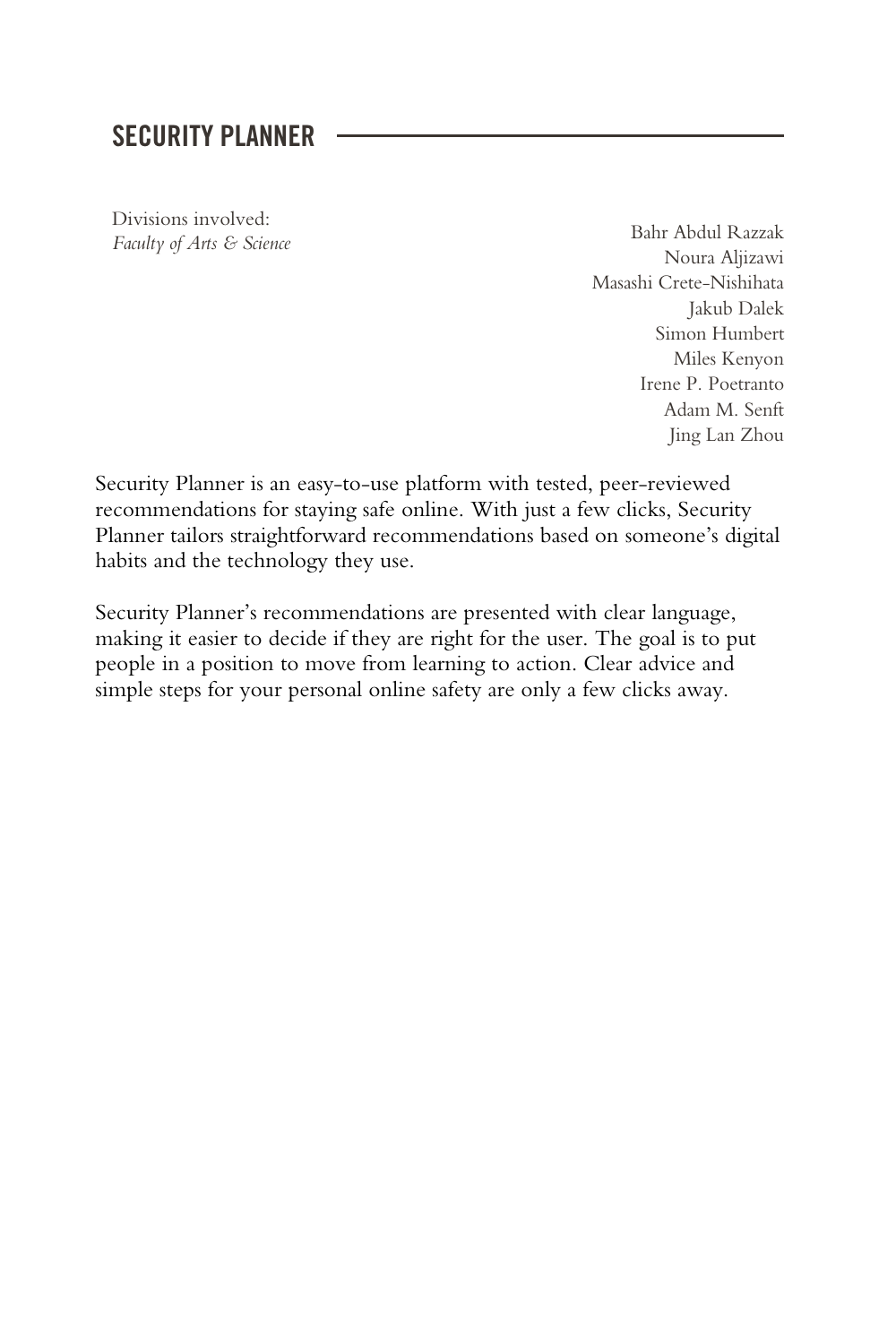## SECURITY PLANNER

Divisions involved:
*Faculty of Arts & Science*

Bahr Abdul Razzak
Noura Aljizawi
Masashi Crete-Nishihata
Jakub Dalek
Simon Humbert
Miles Kenyon
Irene P. Poetranto
Adam M. Senft
Jing Lan Zhou

Security Planner is an easy-to-use platform with tested, peer-reviewed recommendations for staying safe online. With just a few clicks, Security Planner tailors straightforward recommendations based on someone's digital habits and the technology they use.

Security Planner's recommendations are presented with clear language, making it easier to decide if they are right for the user. The goal is to put people in a position to move from learning to action. Clear advice and simple steps for your personal online safety are only a few clicks away.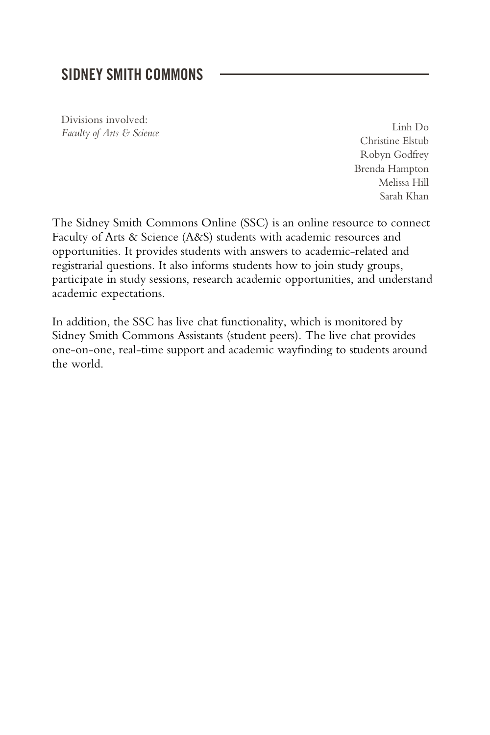## SIDNEY SMITH COMMONS

Divisions involved:
*Faculty of Arts & Science*

Linh Do
Christine Elstub
Robyn Godfrey
Brenda Hampton
Melissa Hill
Sarah Khan

The Sidney Smith Commons Online (SSC) is an online resource to connect Faculty of Arts & Science (A&S) students with academic resources and opportunities. It provides students with answers to academic-related and registrarial questions. It also informs students how to join study groups, participate in study sessions, research academic opportunities, and understand academic expectations.

In addition, the SSC has live chat functionality, which is monitored by Sidney Smith Commons Assistants (student peers). The live chat provides one-on-one, real-time support and academic wayfinding to students around the world.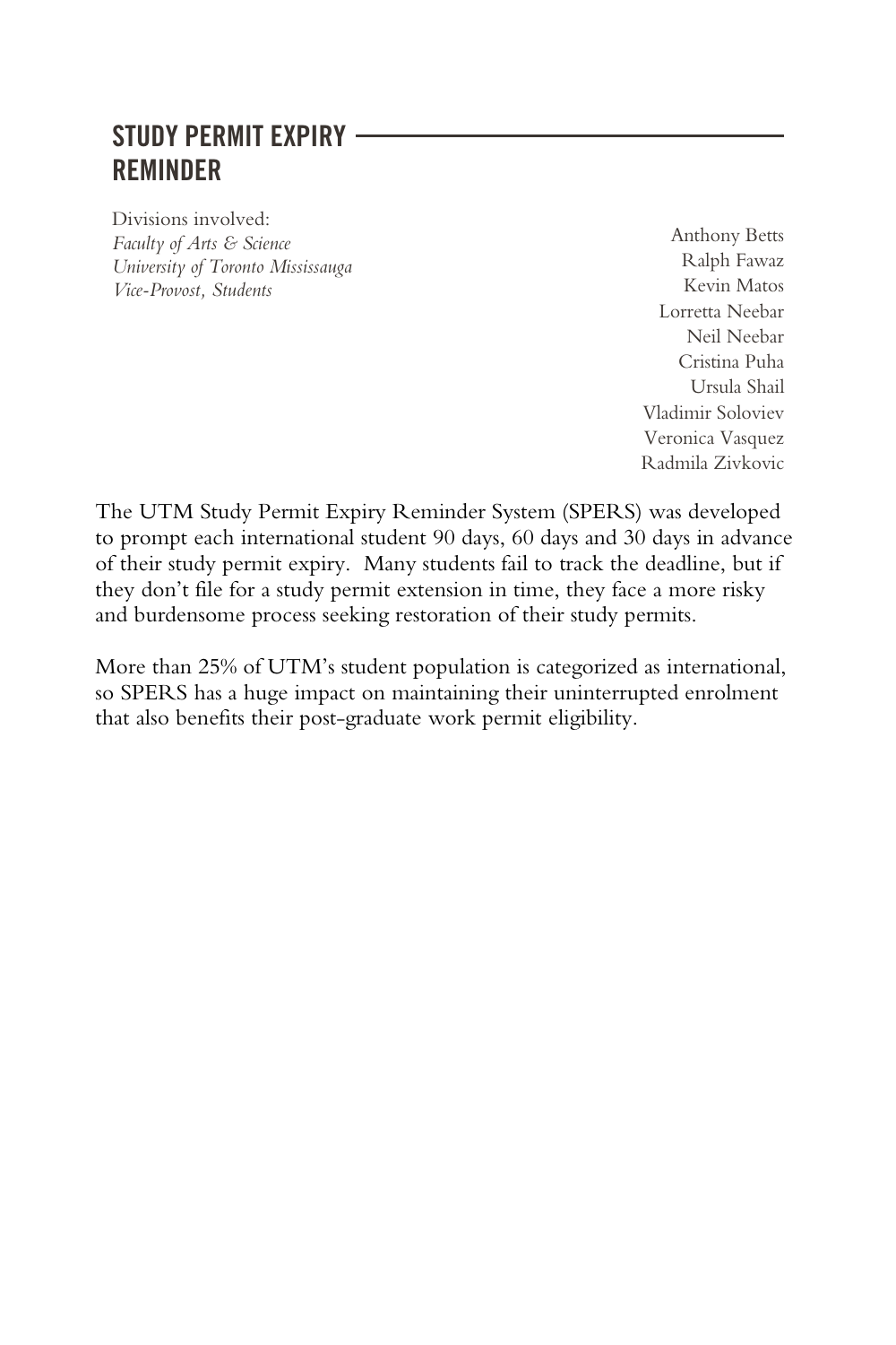## STUDY PERMIT EXPIRY REMINDER

Divisions involved:
*Faculty of Arts & Science*
*University of Toronto Mississauga*
*Vice-Provost, Students*

Anthony Betts
Ralph Fawaz
Kevin Matos
Lorretta Neebar
Neil Neebar
Cristina Puha
Ursula Shail
Vladimir Soloviev
Veronica Vasquez
Radmila Zivkovic

The UTM Study Permit Expiry Reminder System (SPERS) was developed to prompt each international student 90 days, 60 days and 30 days in advance of their study permit expiry. Many students fail to track the deadline, but if they don't file for a study permit extension in time, they face a more risky and burdensome process seeking restoration of their study permits.

More than 25% of UTM's student population is categorized as international, so SPERS has a huge impact on maintaining their uninterrupted enrolment that also benefits their post-graduate work permit eligibility.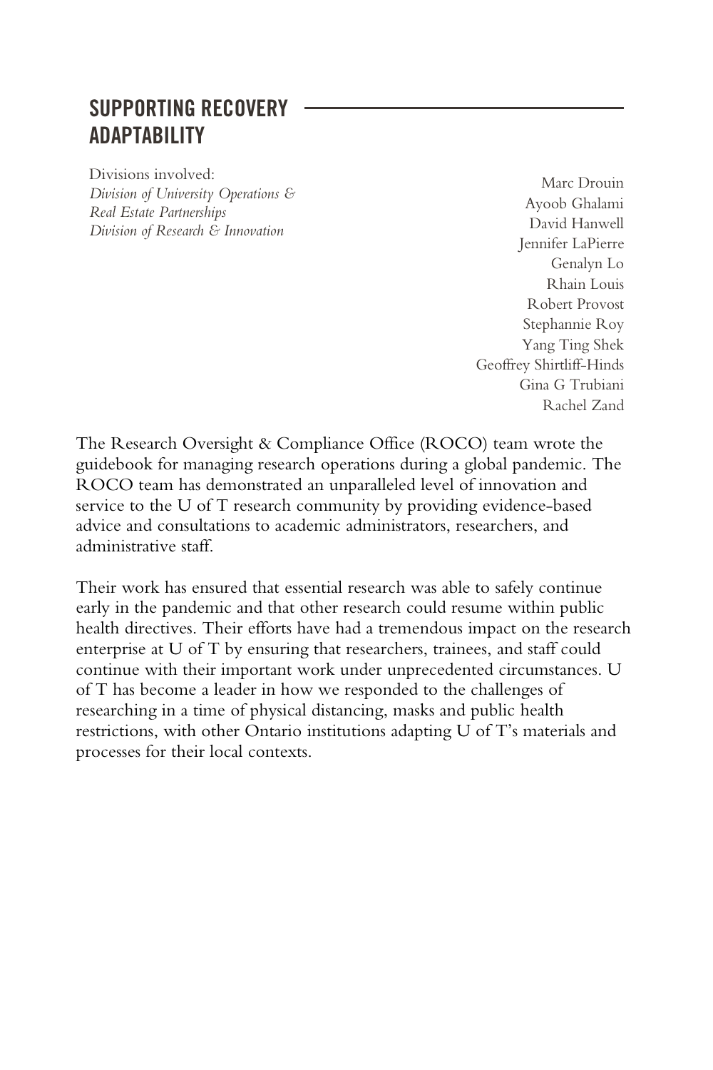## SUPPORTING RECOVERY ADAPTABILITY

Divisions involved:
*Division of University Operations & Real Estate Partnerships*
*Division of Research & Innovation*

Marc Drouin
Ayoob Ghalami
David Hanwell
Jennifer LaPierre
Genalyn Lo
Rhain Louis
Robert Provost
Stephannie Roy
Yang Ting Shek
Geoffrey Shirtliff-Hinds
Gina G Trubiani
Rachel Zand

The Research Oversight & Compliance Office (ROCO) team wrote the guidebook for managing research operations during a global pandemic. The ROCO team has demonstrated an unparalleled level of innovation and service to the U of T research community by providing evidence-based advice and consultations to academic administrators, researchers, and administrative staff.

Their work has ensured that essential research was able to safely continue early in the pandemic and that other research could resume within public health directives. Their efforts have had a tremendous impact on the research enterprise at U of T by ensuring that researchers, trainees, and staff could continue with their important work under unprecedented circumstances. U of T has become a leader in how we responded to the challenges of researching in a time of physical distancing, masks and public health restrictions, with other Ontario institutions adapting U of T's materials and processes for their local contexts.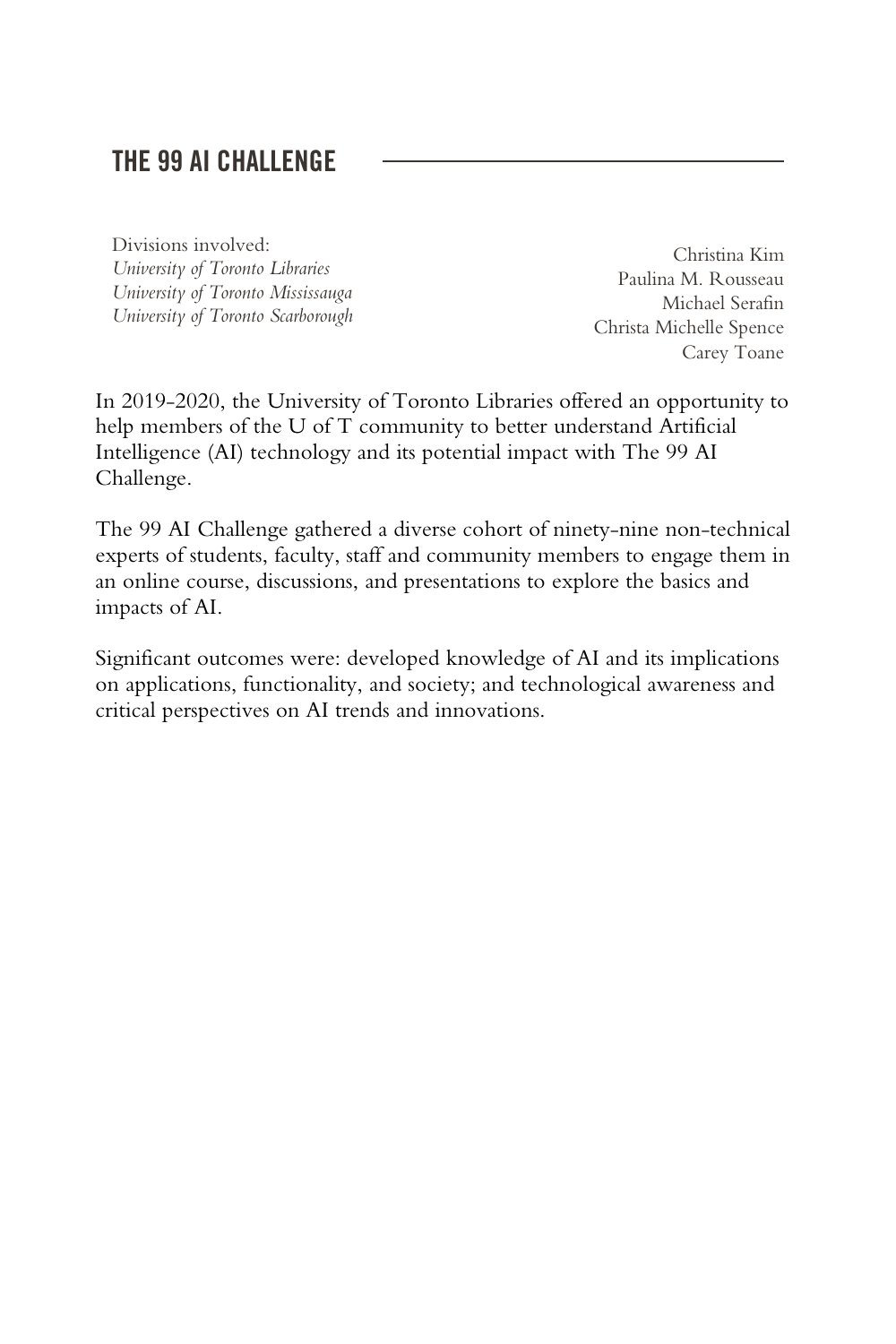## THE 99 AI CHALLENGE

Divisions involved:
*University of Toronto Libraries*
*University of Toronto Mississauga*
*University of Toronto Scarborough*

Christina Kim
Paulina M. Rousseau
Michael Serafin
Christa Michelle Spence
Carey Toane

In 2019-2020, the University of Toronto Libraries offered an opportunity to help members of the U of T community to better understand Artificial Intelligence (AI) technology and its potential impact with The 99 AI Challenge.

The 99 AI Challenge gathered a diverse cohort of ninety-nine non-technical experts of students, faculty, staff and community members to engage them in an online course, discussions, and presentations to explore the basics and impacts of AI.

Significant outcomes were: developed knowledge of AI and its implications on applications, functionality, and society; and technological awareness and critical perspectives on AI trends and innovations.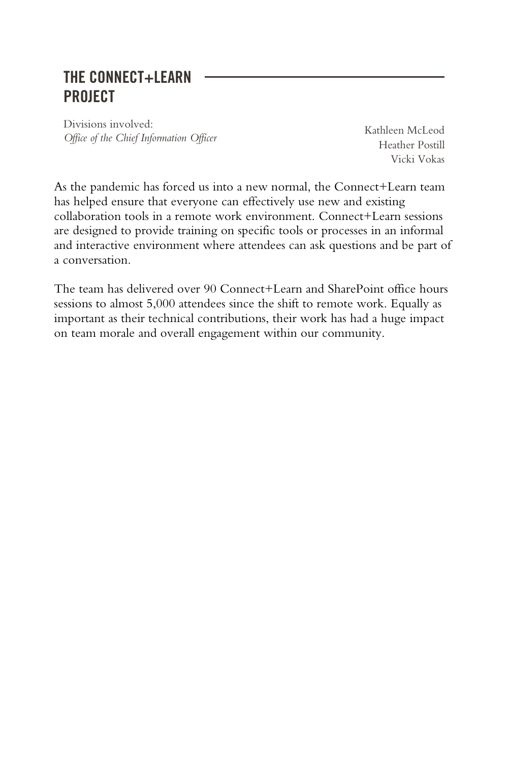## THE CONNECT+LEARN PROJECT

Divisions involved:
*Office of the Chief Information Officer*

Kathleen McLeod
Heather Postill
Vicki Vokas

As the pandemic has forced us into a new normal, the Connect+Learn team has helped ensure that everyone can effectively use new and existing collaboration tools in a remote work environment. Connect+Learn sessions are designed to provide training on specific tools or processes in an informal and interactive environment where attendees can ask questions and be part of a conversation.

The team has delivered over 90 Connect+Learn and SharePoint office hours sessions to almost 5,000 attendees since the shift to remote work. Equally as important as their technical contributions, their work has had a huge impact on team morale and overall engagement within our community.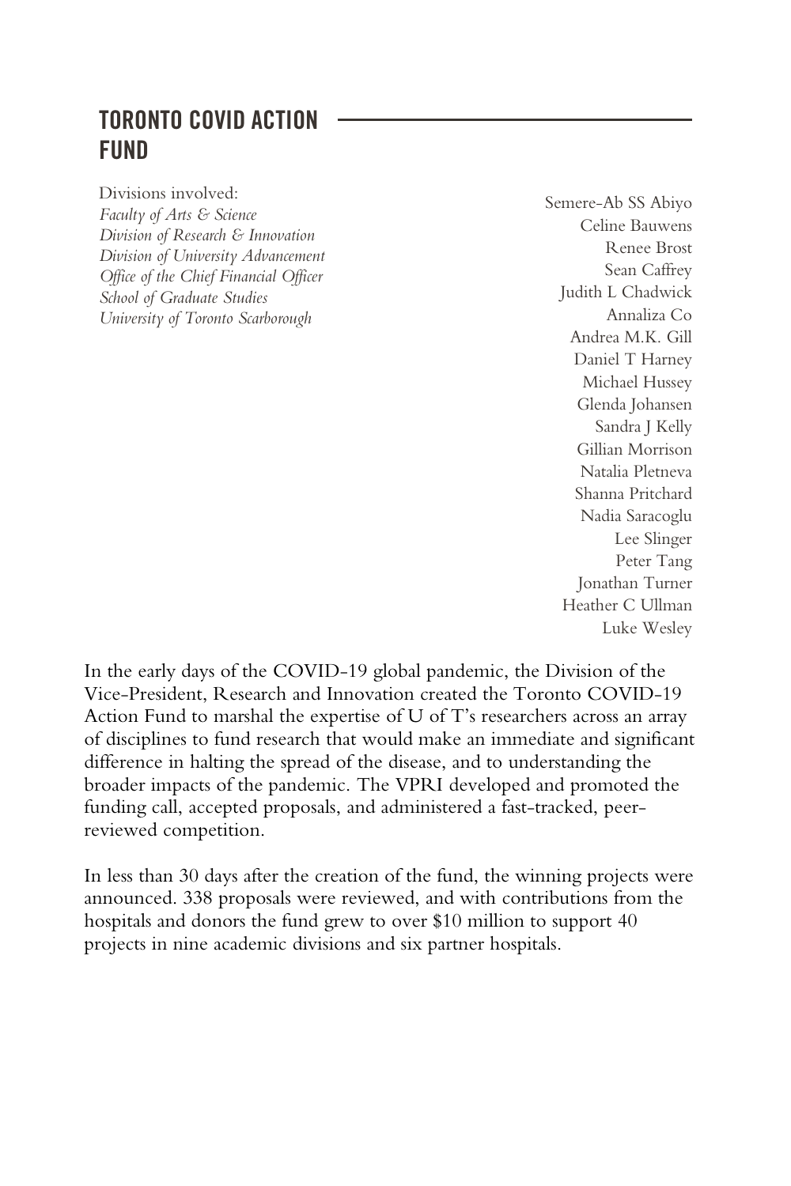## TORONTO COVID ACTION FUND

Divisions involved:
*Faculty of Arts & Science*
*Division of Research & Innovation*
*Division of University Advancement*
*Office of the Chief Financial Officer*
*School of Graduate Studies*
*University of Toronto Scarborough*

Semere-Ab SS Abiyo
Celine Bauwens
Renee Brost
Sean Caffrey
Judith L Chadwick
Annaliza Co
Andrea M.K. Gill
Daniel T Harney
Michael Hussey
Glenda Johansen
Sandra J Kelly
Gillian Morrison
Natalia Pletneva
Shanna Pritchard
Nadia Saracoglu
Lee Slinger
Peter Tang
Jonathan Turner
Heather C Ullman
Luke Wesley

In the early days of the COVID-19 global pandemic, the Division of the Vice-President, Research and Innovation created the Toronto COVID-19 Action Fund to marshal the expertise of U of T's researchers across an array of disciplines to fund research that would make an immediate and significant difference in halting the spread of the disease, and to understanding the broader impacts of the pandemic. The VPRI developed and promoted the funding call, accepted proposals, and administered a fast-tracked, peer-reviewed competition.

In less than 30 days after the creation of the fund, the winning projects were announced. 338 proposals were reviewed, and with contributions from the hospitals and donors the fund grew to over $10 million to support 40 projects in nine academic divisions and six partner hospitals.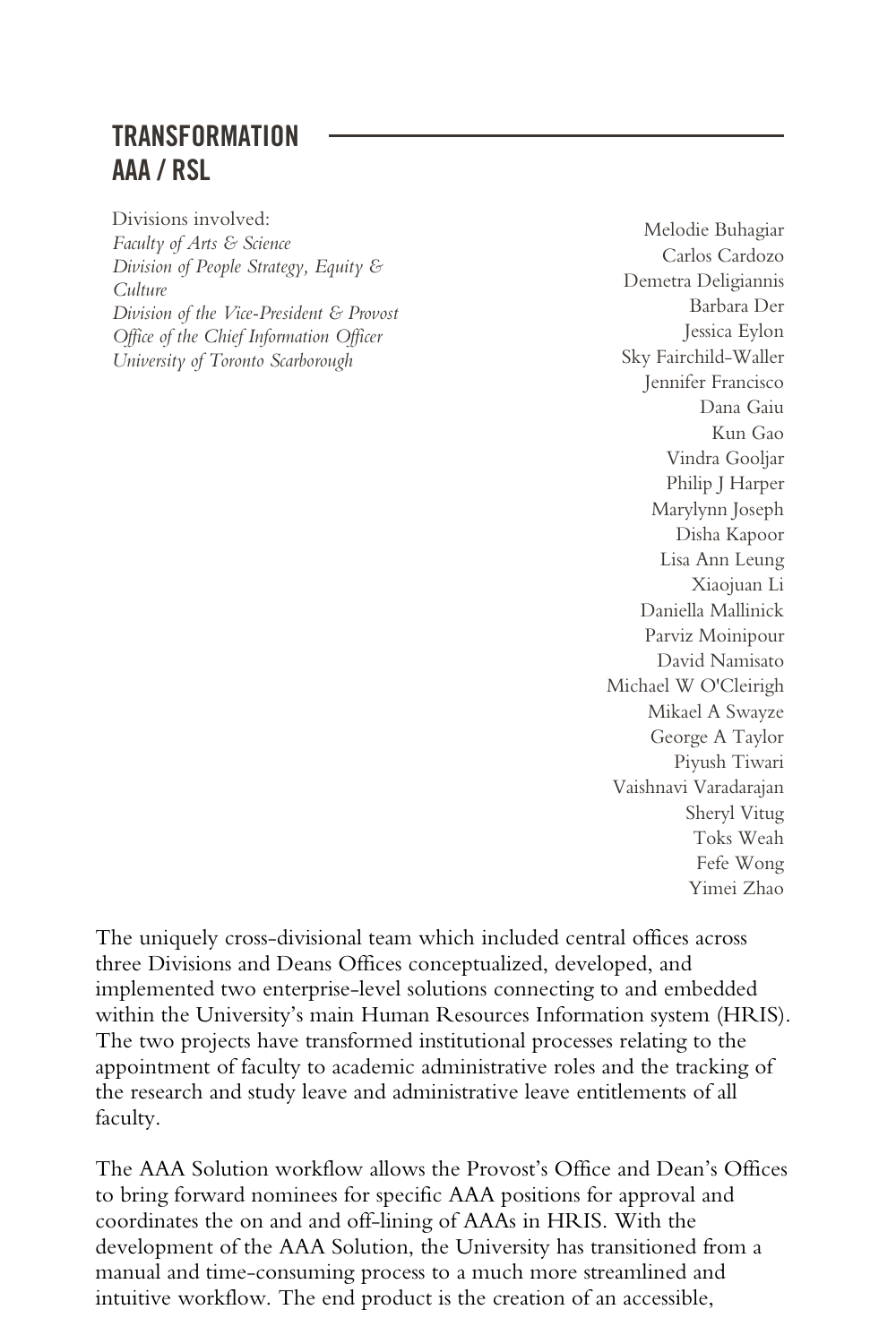## TRANSFORMATION AAA / RSL

Divisions involved:
*Faculty of Arts & Science*
*Division of People Strategy, Equity & Culture*
*Division of the Vice-President & Provost*
*Office of the Chief Information Officer*
*University of Toronto Scarborough*

Melodie Buhagiar
Carlos Cardozo
Demetra Deligiannis
Barbara Der
Jessica Eylon
Sky Fairchild-Waller
Jennifer Francisco
Dana Gaiu
Kun Gao
Vindra Gooljar
Philip J Harper
Marylynn Joseph
Disha Kapoor
Lisa Ann Leung
Xiaojuan Li
Daniella Mallinick
Parviz Moinipour
David Namisato
Michael W O'Cleirigh
Mikael A Swayze
George A Taylor
Piyush Tiwari
Vaishnavi Varadarajan
Sheryl Vitug
Toks Weah
Fefe Wong
Yimei Zhao

The uniquely cross-divisional team which included central offices across three Divisions and Deans Offices conceptualized, developed, and implemented two enterprise-level solutions connecting to and embedded within the University's main Human Resources Information system (HRIS). The two projects have transformed institutional processes relating to the appointment of faculty to academic administrative roles and the tracking of the research and study leave and administrative leave entitlements of all faculty.

The AAA Solution workflow allows the Provost's Office and Dean's Offices to bring forward nominees for specific AAA positions for approval and coordinates the on and and off-lining of AAAs in HRIS. With the development of the AAA Solution, the University has transitioned from a manual and time-consuming process to a much more streamlined and intuitive workflow. The end product is the creation of an accessible,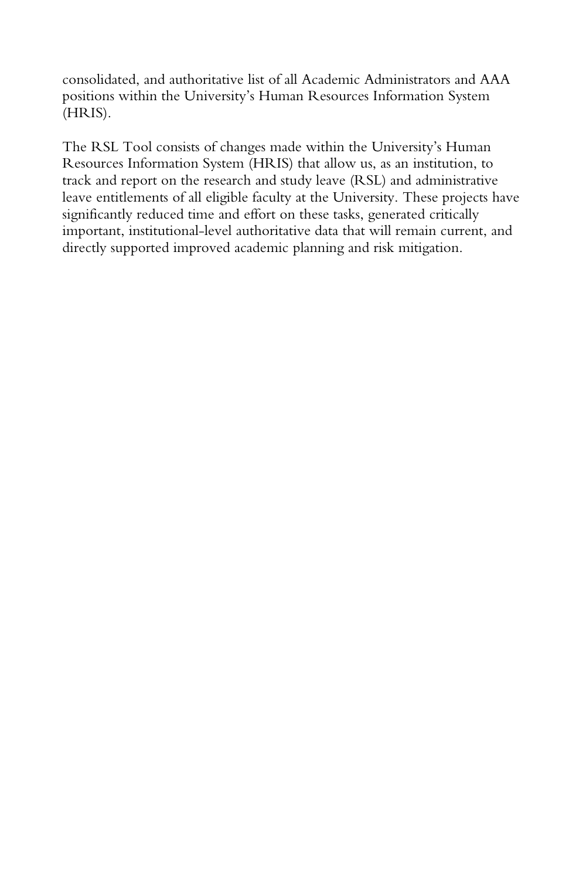consolidated, and authoritative list of all Academic Administrators and AAA positions within the University's Human Resources Information System (HRIS).

The RSL Tool consists of changes made within the University's Human Resources Information System (HRIS) that allow us, as an institution, to track and report on the research and study leave (RSL) and administrative leave entitlements of all eligible faculty at the University. These projects have significantly reduced time and effort on these tasks, generated critically important, institutional-level authoritative data that will remain current, and directly supported improved academic planning and risk mitigation.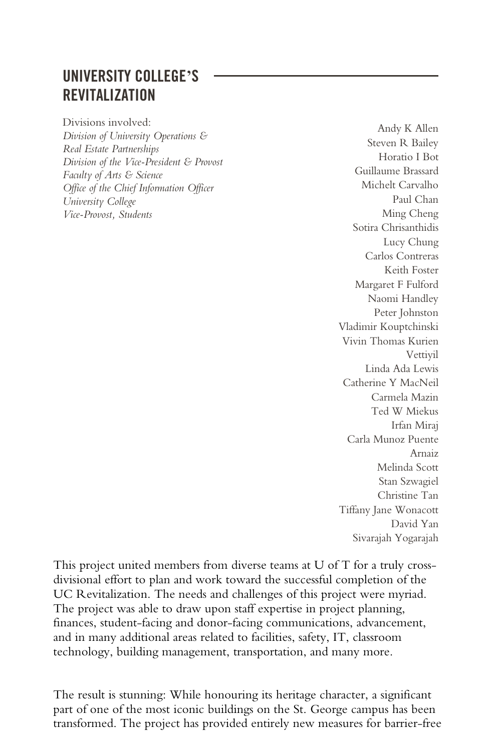## UNIVERSITY COLLEGE'S REVITALIZATION

Divisions involved:
*Division of University Operations & Real Estate Partnerships*
*Division of the Vice-President & Provost*
*Faculty of Arts & Science*
*Office of the Chief Information Officer*
*University College*
*Vice-Provost, Students*

Andy K Allen
Steven R Bailey
Horatio I Bot
Guillaume Brassard
Michelt Carvalho
Paul Chan
Ming Cheng
Sotira Chrisanthidis
Lucy Chung
Carlos Contreras
Keith Foster
Margaret F Fulford
Naomi Handley
Peter Johnston
Vladimir Kouptchinski
Vivin Thomas Kurien Vettiyil
Linda Ada Lewis
Catherine Y MacNeil
Carmela Mazin
Ted W Miekus
Irfan Miraj
Carla Munoz Puente Arnaiz
Melinda Scott
Stan Szwagiel
Christine Tan
Tiffany Jane Wonacott
David Yan
Sivarajah Yogarajah

This project united members from diverse teams at U of T for a truly cross-divisional effort to plan and work toward the successful completion of the UC Revitalization. The needs and challenges of this project were myriad. The project was able to draw upon staff expertise in project planning, finances, student-facing and donor-facing communications, advancement, and in many additional areas related to facilities, safety, IT, classroom technology, building management, transportation, and many more.

The result is stunning: While honouring its heritage character, a significant part of one of the most iconic buildings on the St. George campus has been transformed. The project has provided entirely new measures for barrier-free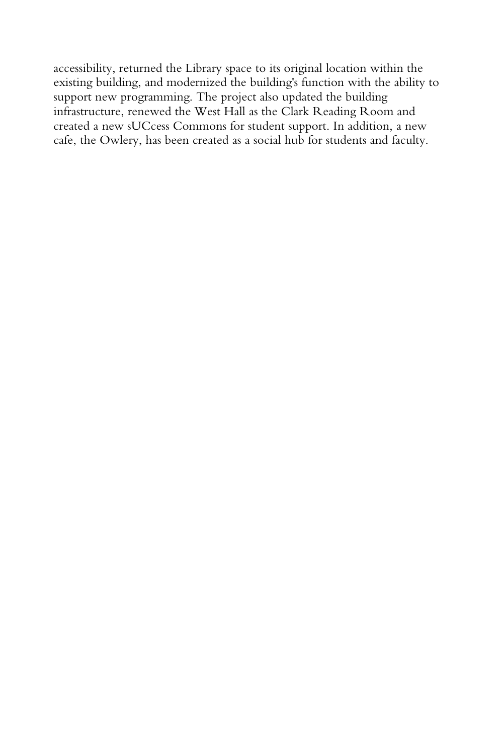accessibility, returned the Library space to its original location within the existing building, and modernized the building's function with the ability to support new programming. The project also updated the building infrastructure, renewed the West Hall as the Clark Reading Room and created a new sUCcess Commons for student support. In addition, a new cafe, the Owlery, has been created as a social hub for students and faculty.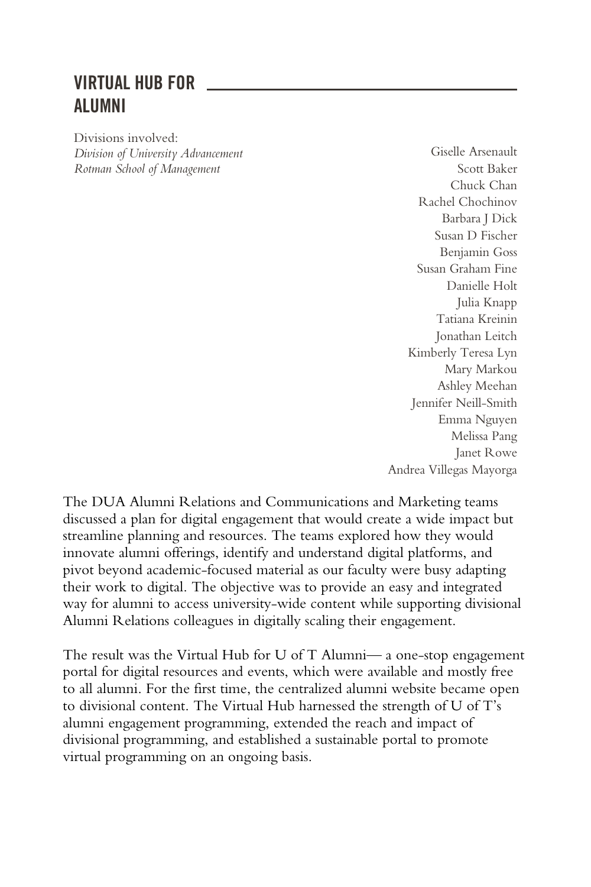## VIRTUAL HUB FOR ALUMNI

Divisions involved:
*Division of University Advancement*
*Rotman School of Management*

Giselle Arsenault
Scott Baker
Chuck Chan
Rachel Chochinov
Barbara J Dick
Susan D Fischer
Benjamin Goss
Susan Graham Fine
Danielle Holt
Julia Knapp
Tatiana Kreinin
Jonathan Leitch
Kimberly Teresa Lyn
Mary Markou
Ashley Meehan
Jennifer Neill-Smith
Emma Nguyen
Melissa Pang
Janet Rowe
Andrea Villegas Mayorga

The DUA Alumni Relations and Communications and Marketing teams discussed a plan for digital engagement that would create a wide impact but streamline planning and resources. The teams explored how they would innovate alumni offerings, identify and understand digital platforms, and pivot beyond academic-focused material as our faculty were busy adapting their work to digital. The objective was to provide an easy and integrated way for alumni to access university-wide content while supporting divisional Alumni Relations colleagues in digitally scaling their engagement.

The result was the Virtual Hub for U of T Alumni— a one-stop engagement portal for digital resources and events, which were available and mostly free to all alumni. For the first time, the centralized alumni website became open to divisional content. The Virtual Hub harnessed the strength of U of T's alumni engagement programming, extended the reach and impact of divisional programming, and established a sustainable portal to promote virtual programming on an ongoing basis.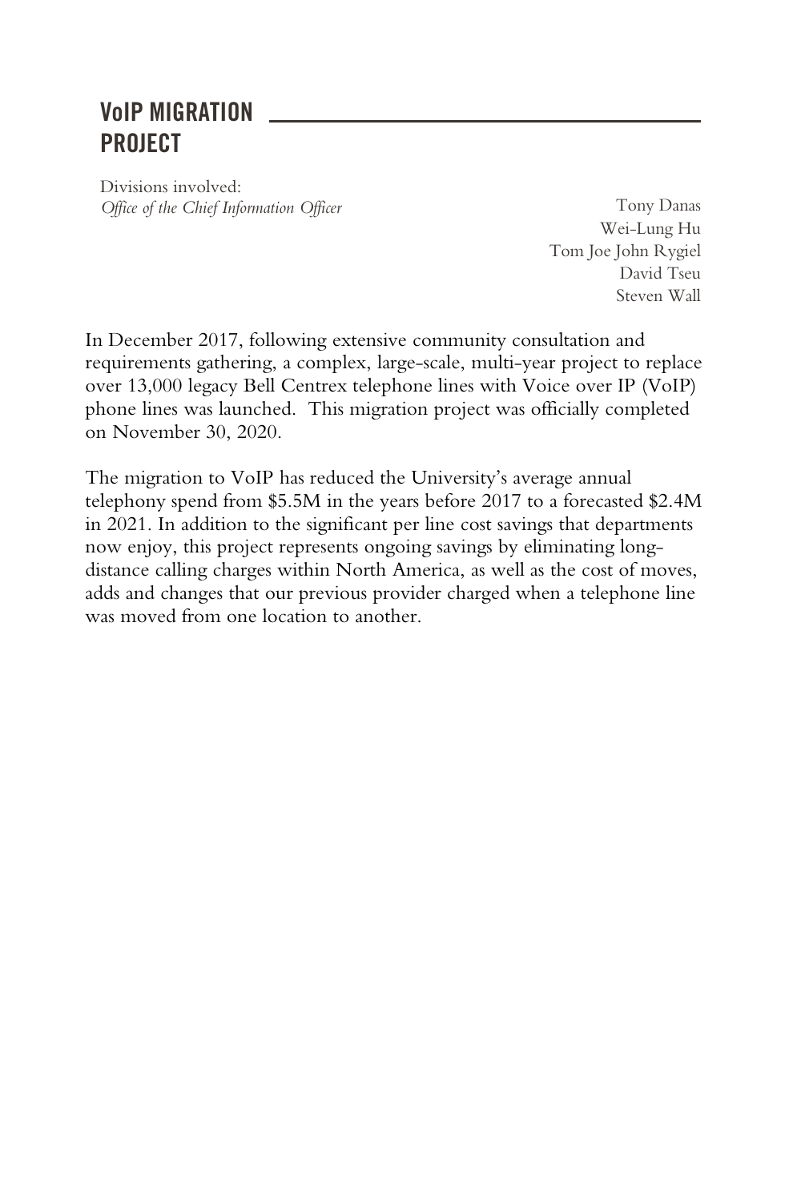## VoIP MIGRATION PROJECT

Divisions involved:
*Office of the Chief Information Officer*

Tony Danas
Wei-Lung Hu
Tom Joe John Rygiel
David Tseu
Steven Wall

In December 2017, following extensive community consultation and requirements gathering, a complex, large-scale, multi-year project to replace over 13,000 legacy Bell Centrex telephone lines with Voice over IP (VoIP) phone lines was launched. This migration project was officially completed on November 30, 2020.

The migration to VoIP has reduced the University's average annual telephony spend from $5.5M in the years before 2017 to a forecasted $2.4M in 2021. In addition to the significant per line cost savings that departments now enjoy, this project represents ongoing savings by eliminating long-distance calling charges within North America, as well as the cost of moves, adds and changes that our previous provider charged when a telephone line was moved from one location to another.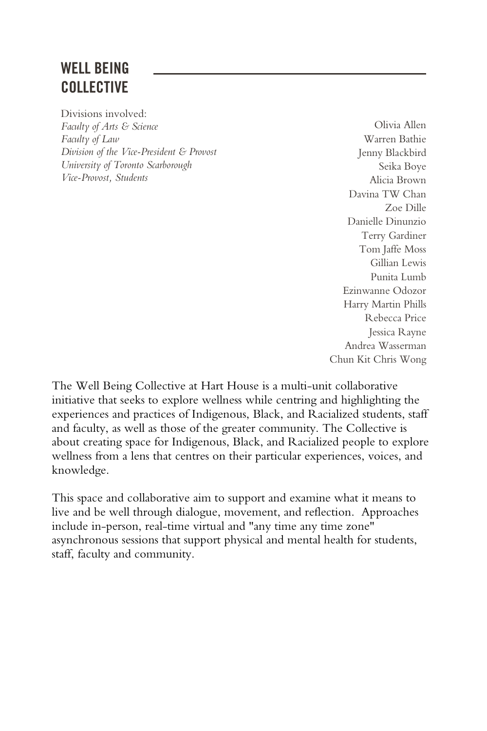## WELL BEING COLLECTIVE

Divisions involved:
*Faculty of Arts & Science*
*Faculty of Law*
*Division of the Vice-President & Provost*
*University of Toronto Scarborough*
*Vice-Provost, Students*

Olivia Allen
Warren Bathie
Jenny Blackbird
Seika Boye
Alicia Brown
Davina TW Chan
Zoe Dille
Danielle Dinunzio
Terry Gardiner
Tom Jaffe Moss
Gillian Lewis
Punita Lumb
Ezinwanne Odozor
Harry Martin Phills
Rebecca Price
Jessica Rayne
Andrea Wasserman
Chun Kit Chris Wong

The Well Being Collective at Hart House is a multi-unit collaborative initiative that seeks to explore wellness while centring and highlighting the experiences and practices of Indigenous, Black, and Racialized students, staff and faculty, as well as those of the greater community. The Collective is about creating space for Indigenous, Black, and Racialized people to explore wellness from a lens that centres on their particular experiences, voices, and knowledge.

This space and collaborative aim to support and examine what it means to live and be well through dialogue, movement, and reflection. Approaches include in-person, real-time virtual and "any time any time zone" asynchronous sessions that support physical and mental health for students, staff, faculty and community.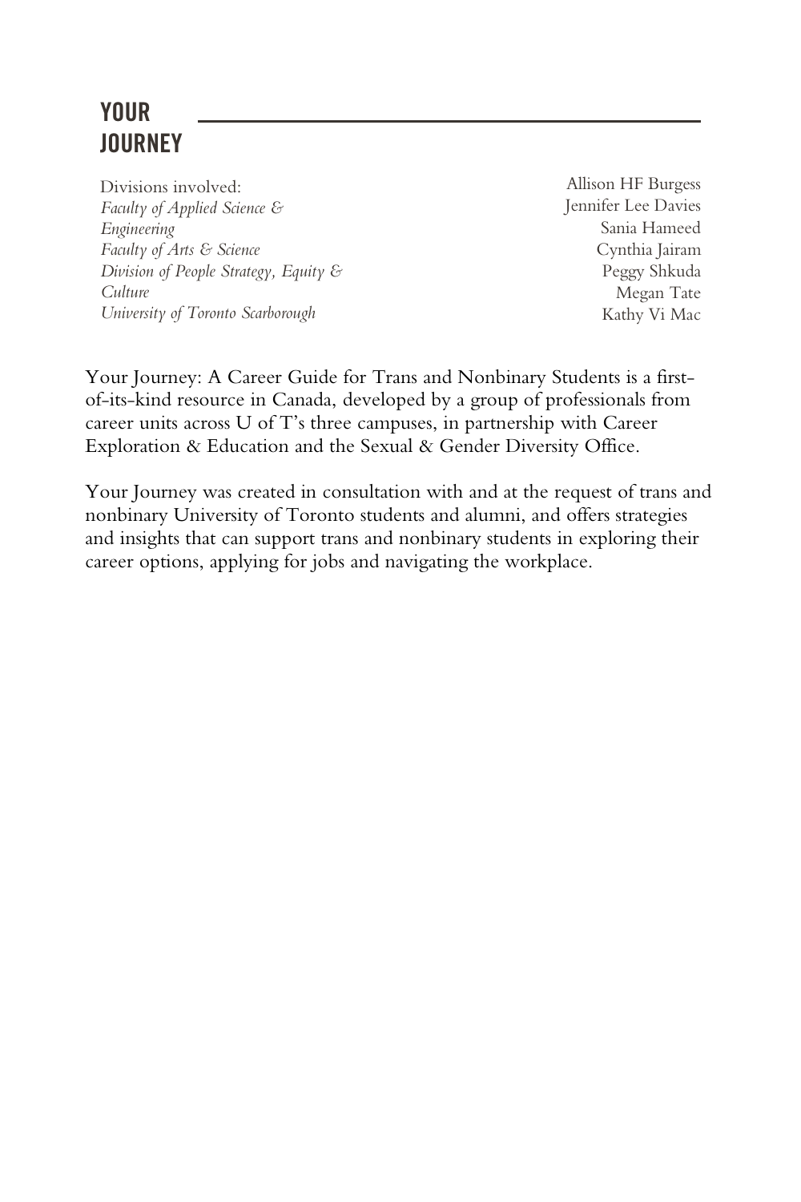# YOUR JOURNEY

Divisions involved:
*Faculty of Applied Science & Engineering*
*Faculty of Arts & Science*
*Division of People Strategy, Equity & Culture*
*University of Toronto Scarborough*

Allison HF Burgess
Jennifer Lee Davies
Sania Hameed
Cynthia Jairam
Peggy Shkuda
Megan Tate
Kathy Vi Mac

Your Journey: A Career Guide for Trans and Nonbinary Students is a first-of-its-kind resource in Canada, developed by a group of professionals from career units across U of T's three campuses, in partnership with Career Exploration & Education and the Sexual & Gender Diversity Office.

Your Journey was created in consultation with and at the request of trans and nonbinary University of Toronto students and alumni, and offers strategies and insights that can support trans and nonbinary students in exploring their career options, applying for jobs and navigating the workplace.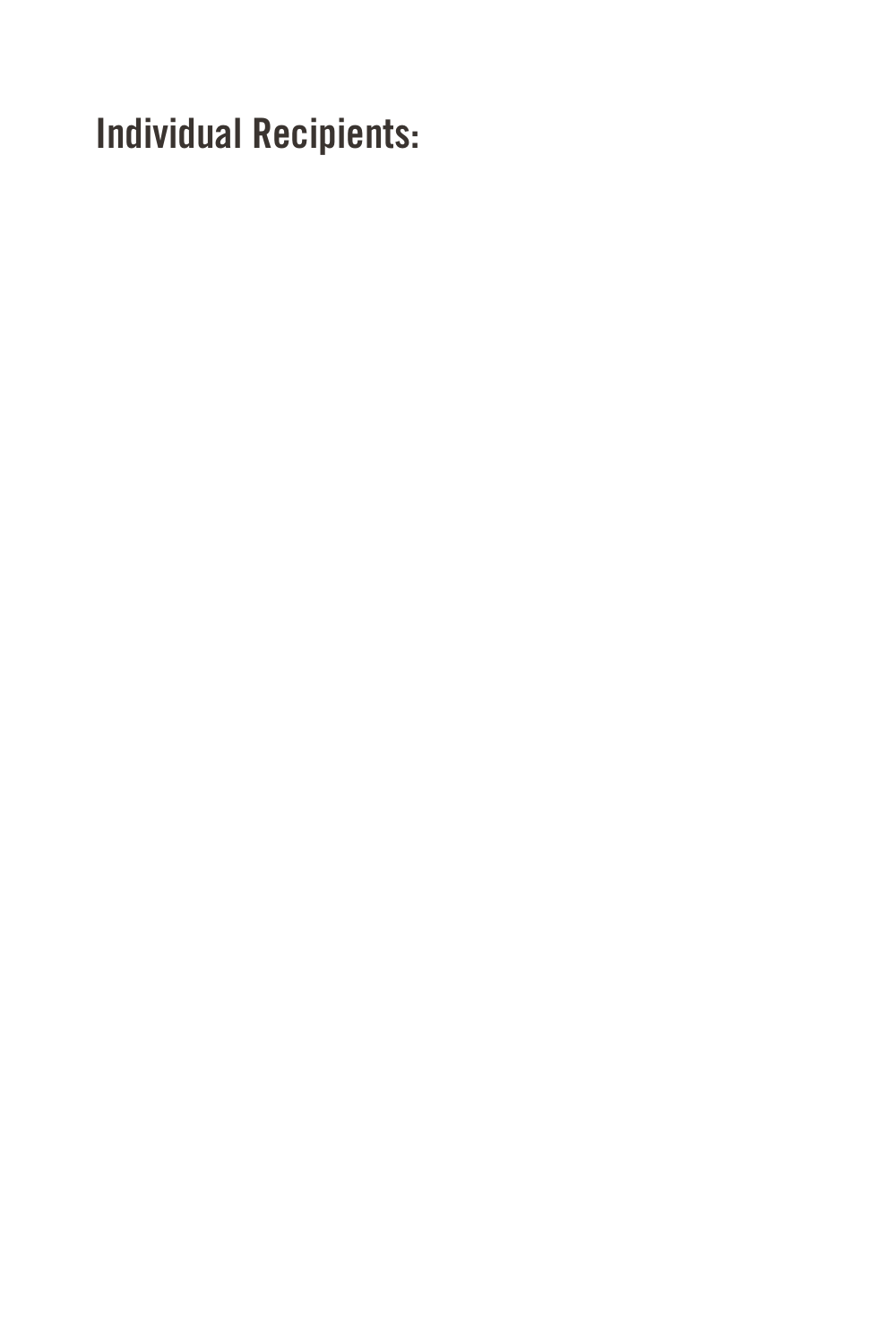## Individual Recipients: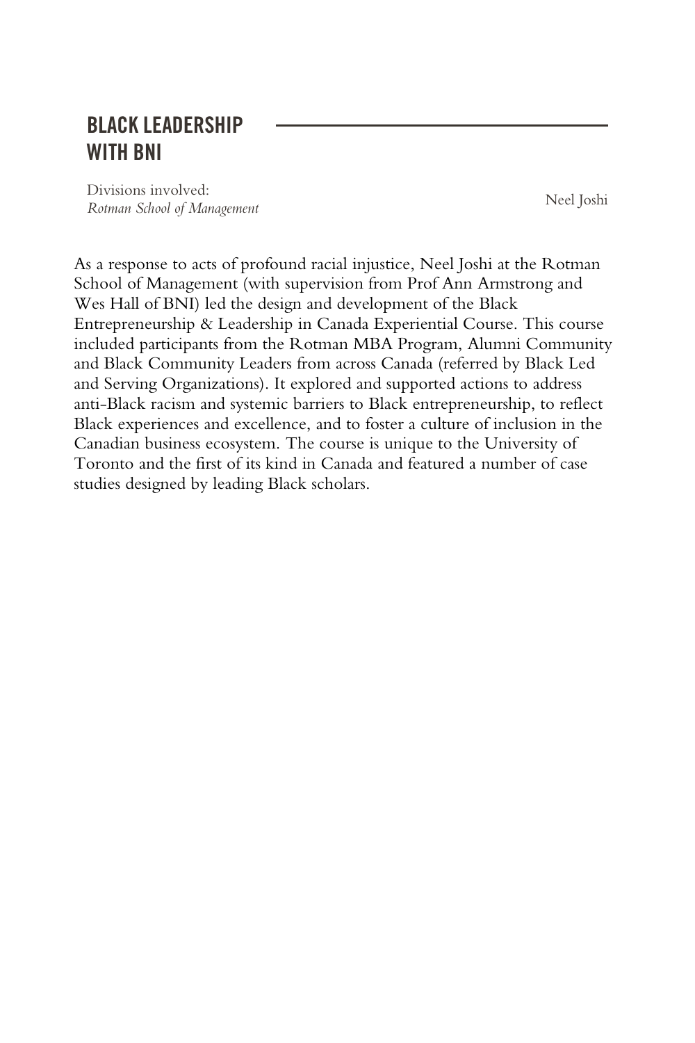## BLACK LEADERSHIP WITH BNI

Divisions involved:
*Rotman School of Management*

Neel Joshi

As a response to acts of profound racial injustice, Neel Joshi at the Rotman School of Management (with supervision from Prof Ann Armstrong and Wes Hall of BNI) led the design and development of the Black Entrepreneurship & Leadership in Canada Experiential Course. This course included participants from the Rotman MBA Program, Alumni Community and Black Community Leaders from across Canada (referred by Black Led and Serving Organizations). It explored and supported actions to address anti-Black racism and systemic barriers to Black entrepreneurship, to reflect Black experiences and excellence, and to foster a culture of inclusion in the Canadian business ecosystem. The course is unique to the University of Toronto and the first of its kind in Canada and featured a number of case studies designed by leading Black scholars.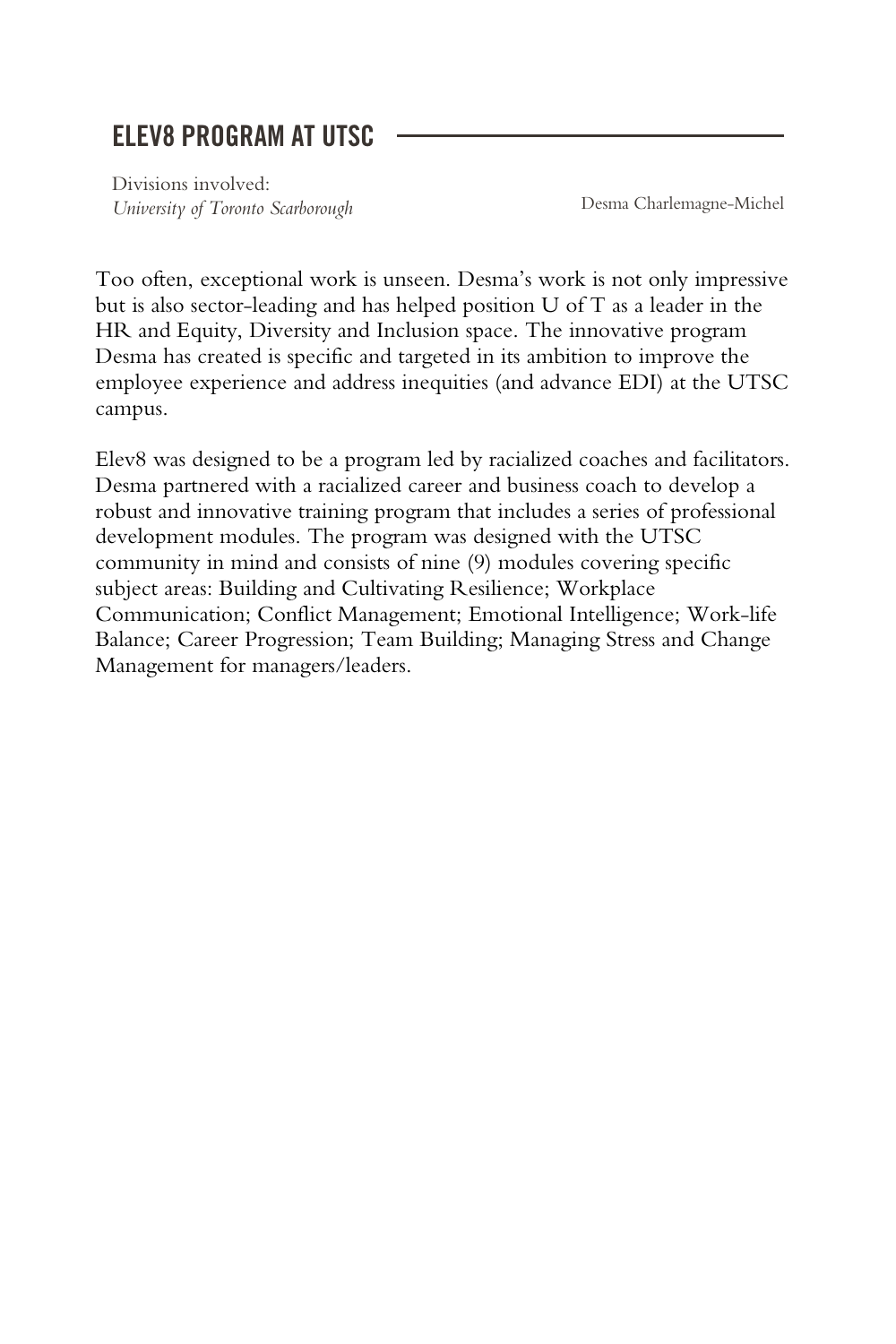## ELEV8 PROGRAM AT UTSC

Divisions involved:
*University of Toronto Scarborough*

Desma Charlemagne-Michel

Too often, exceptional work is unseen. Desma's work is not only impressive but is also sector-leading and has helped position U of T as a leader in the HR and Equity, Diversity and Inclusion space. The innovative program Desma has created is specific and targeted in its ambition to improve the employee experience and address inequities (and advance EDI) at the UTSC campus.

Elev8 was designed to be a program led by racialized coaches and facilitators. Desma partnered with a racialized career and business coach to develop a robust and innovative training program that includes a series of professional development modules. The program was designed with the UTSC community in mind and consists of nine (9) modules covering specific subject areas: Building and Cultivating Resilience; Workplace Communication; Conflict Management; Emotional Intelligence; Work-life Balance; Career Progression; Team Building; Managing Stress and Change Management for managers/leaders.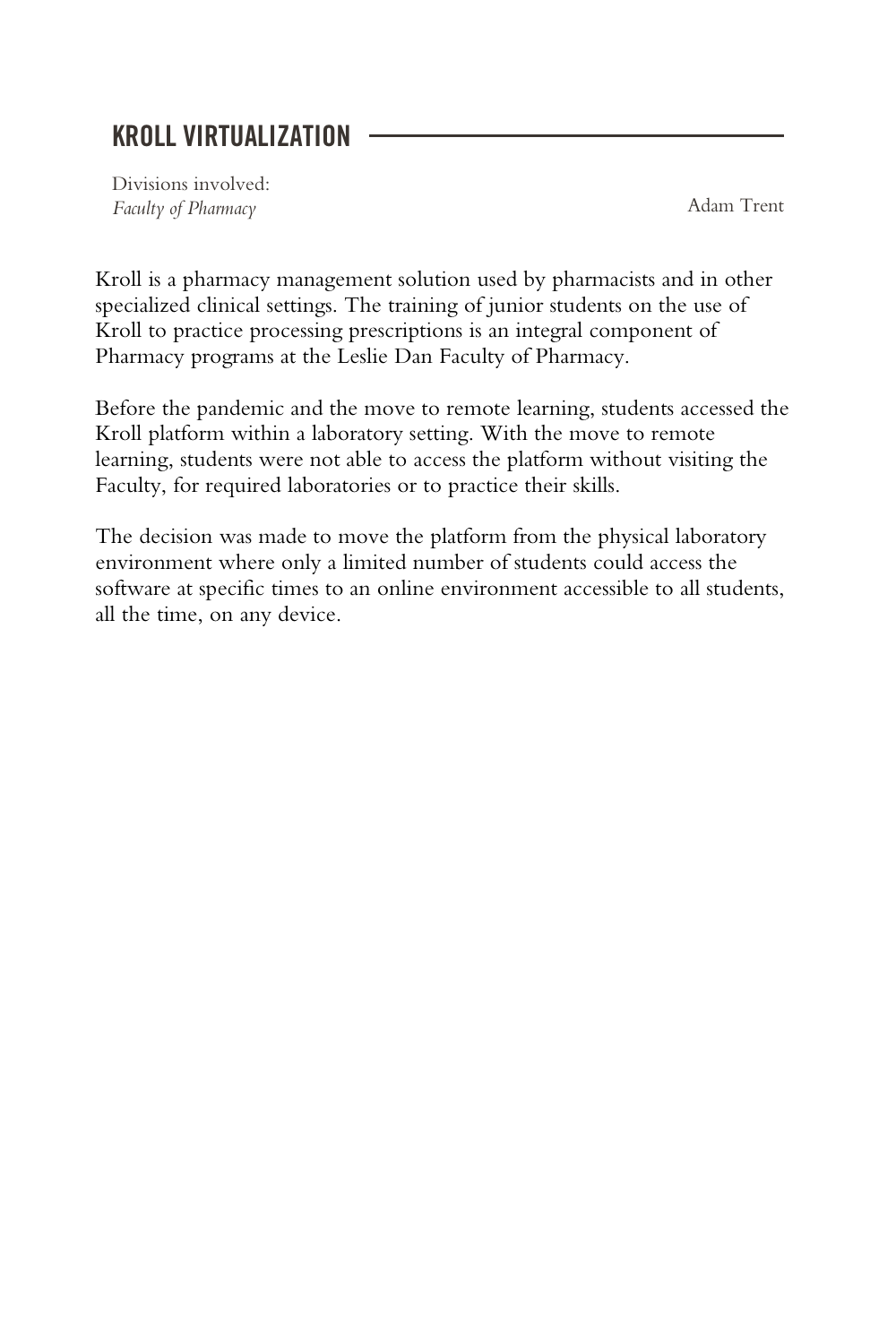## KROLL VIRTUALIZATION

Divisions involved:
*Faculty of Pharmacy*

Adam Trent

Kroll is a pharmacy management solution used by pharmacists and in other specialized clinical settings. The training of junior students on the use of Kroll to practice processing prescriptions is an integral component of Pharmacy programs at the Leslie Dan Faculty of Pharmacy.

Before the pandemic and the move to remote learning, students accessed the Kroll platform within a laboratory setting. With the move to remote learning, students were not able to access the platform without visiting the Faculty, for required laboratories or to practice their skills.

The decision was made to move the platform from the physical laboratory environment where only a limited number of students could access the software at specific times to an online environment accessible to all students, all the time, on any device.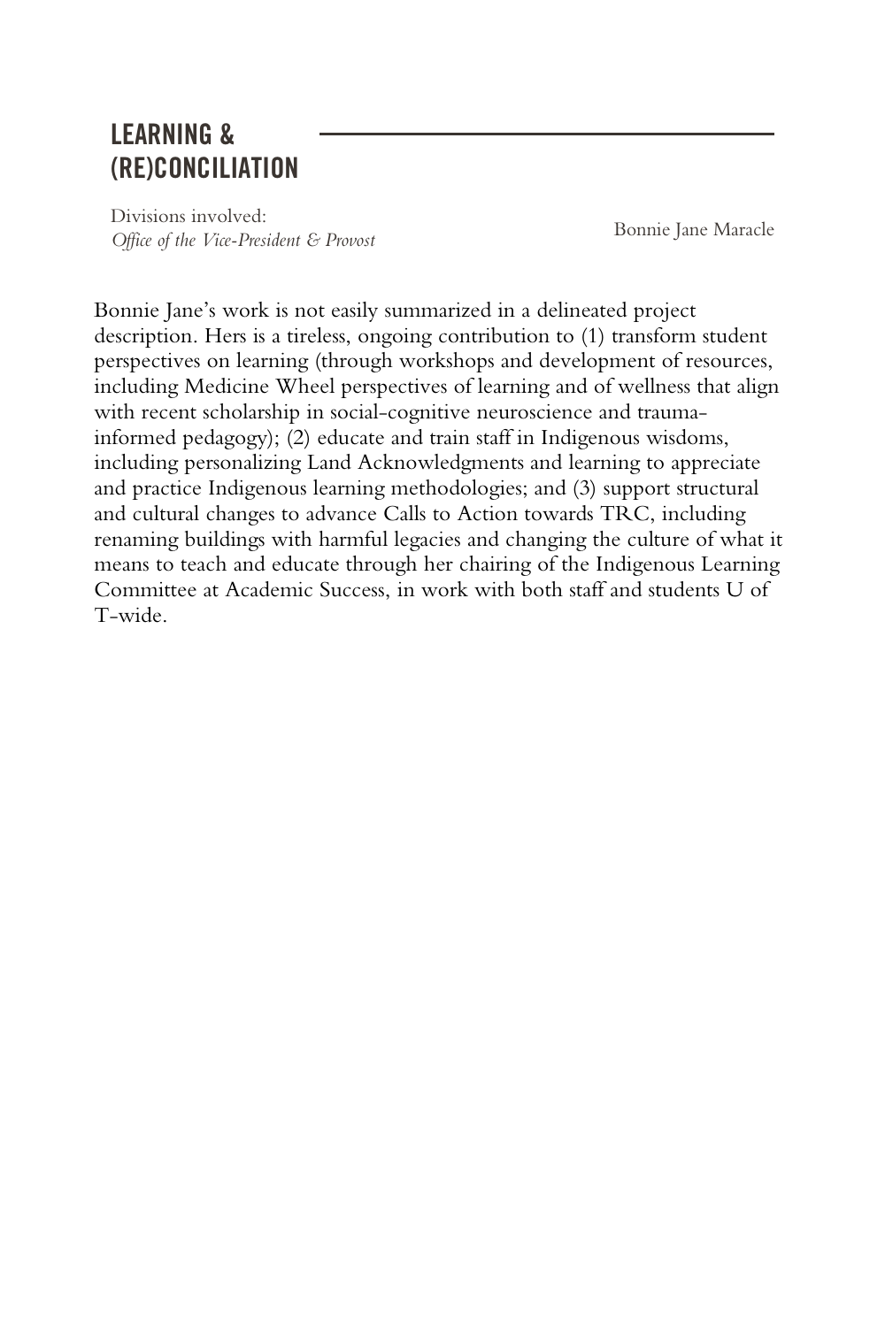## LEARNING & (RE)CONCILIATION

Divisions involved:
*Office of the Vice-President & Provost*

Bonnie Jane Maracle

Bonnie Jane's work is not easily summarized in a delineated project description. Hers is a tireless, ongoing contribution to (1) transform student perspectives on learning (through workshops and development of resources, including Medicine Wheel perspectives of learning and of wellness that align with recent scholarship in social-cognitive neuroscience and trauma-informed pedagogy); (2) educate and train staff in Indigenous wisdoms, including personalizing Land Acknowledgments and learning to appreciate and practice Indigenous learning methodologies; and (3) support structural and cultural changes to advance Calls to Action towards TRC, including renaming buildings with harmful legacies and changing the culture of what it means to teach and educate through her chairing of the Indigenous Learning Committee at Academic Success, in work with both staff and students U of T-wide.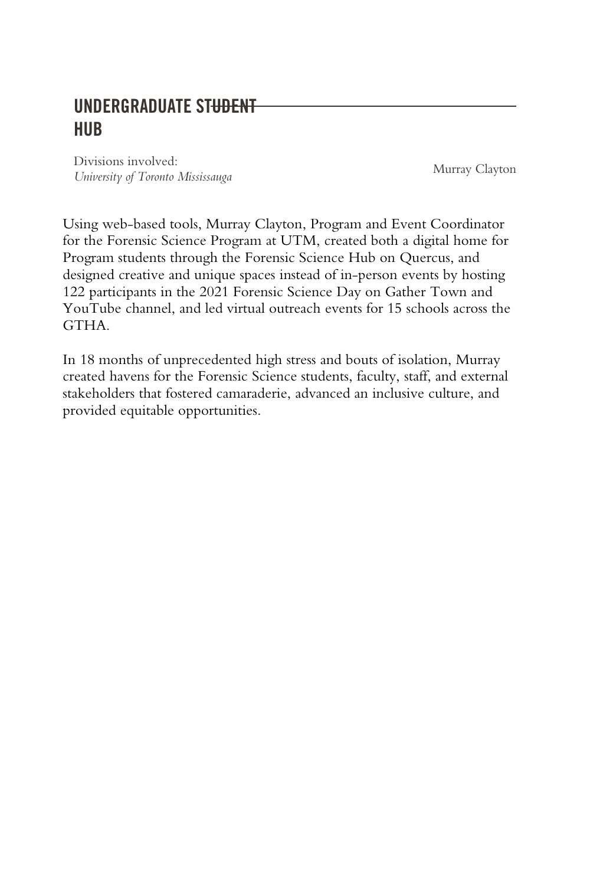## UNDERGRADUATE STUDENT HUB

Divisions involved:
*University of Toronto Mississauga*

Murray Clayton

Using web-based tools, Murray Clayton, Program and Event Coordinator for the Forensic Science Program at UTM, created both a digital home for Program students through the Forensic Science Hub on Quercus, and designed creative and unique spaces instead of in-person events by hosting 122 participants in the 2021 Forensic Science Day on Gather Town and YouTube channel, and led virtual outreach events for 15 schools across the GTHA.

In 18 months of unprecedented high stress and bouts of isolation, Murray created havens for the Forensic Science students, faculty, staff, and external stakeholders that fostered camaraderie, advanced an inclusive culture, and provided equitable opportunities.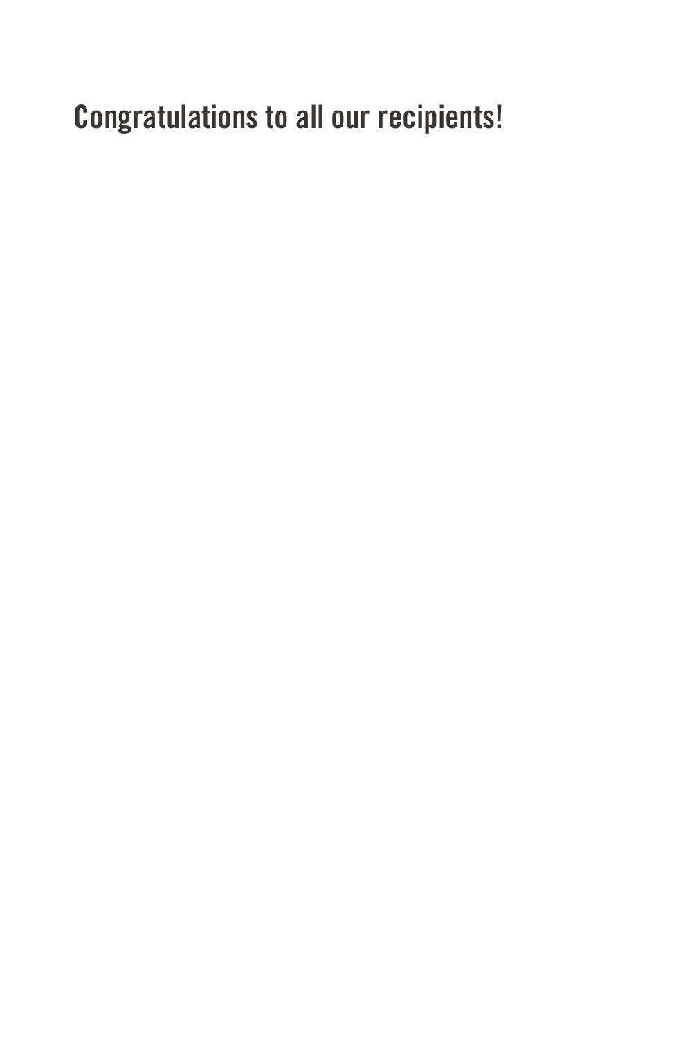## Congratulations to all our recipients!